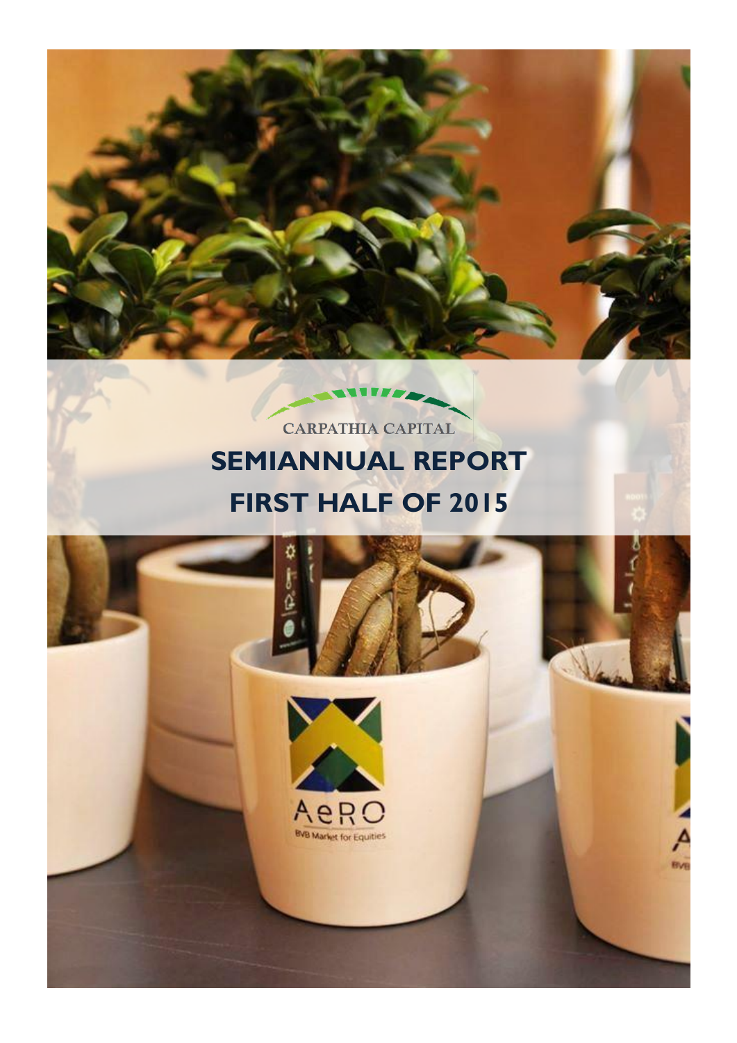CARPATHIA CAPITAL

# SEMIANNUAL REPORT
# FIRST HALF OF 2015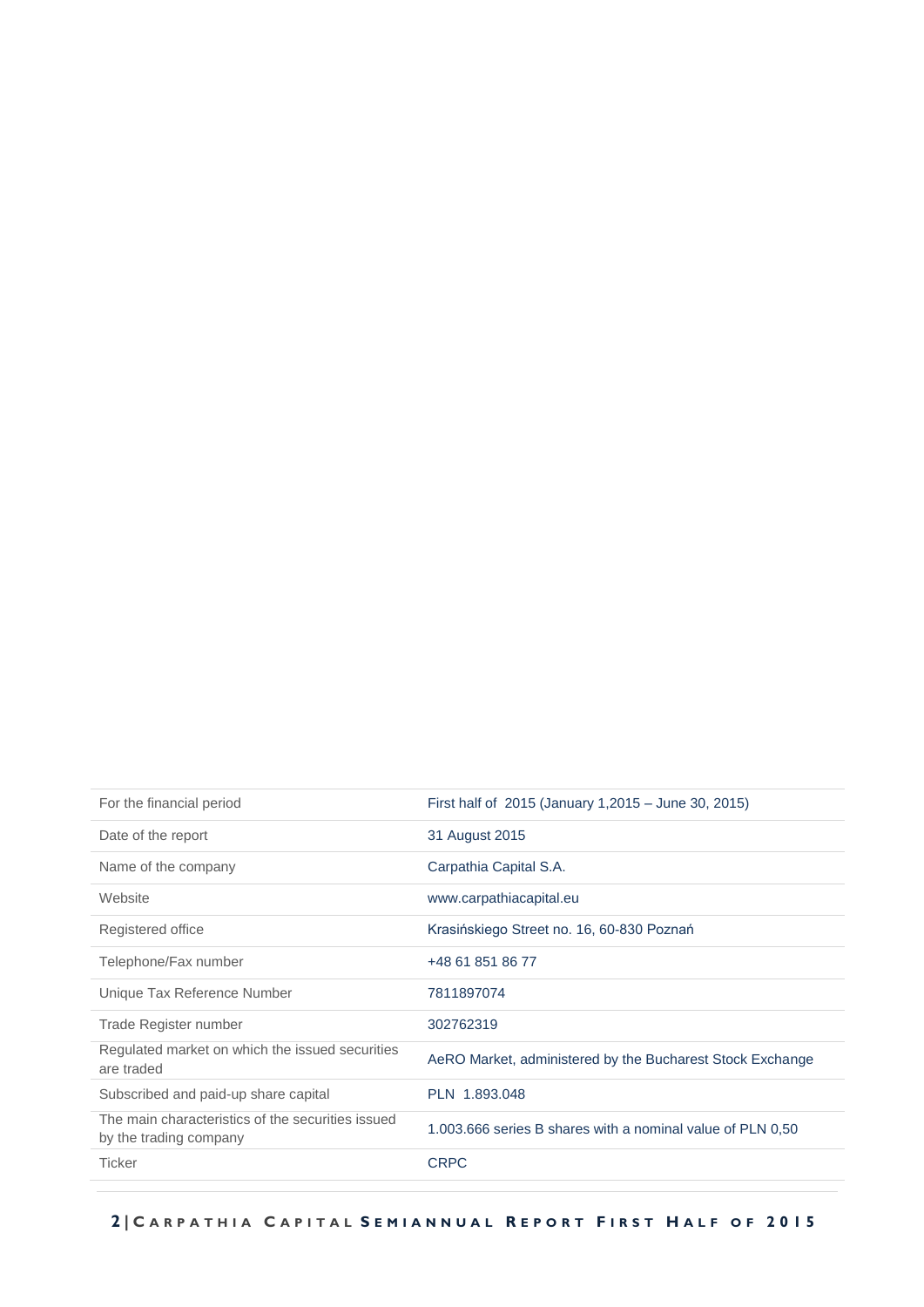| | |
|---|---|
| For the financial period | First half of 2015 (January 1,2015 – June 30, 2015) |
| Date of the report | 31 August 2015 |
| Name of the company | Carpathia Capital S.A. |
| Website | www.carpathiacapital.eu |
| Registered office | Krasińskiego Street no. 16, 60-830 Poznań |
| Telephone/Fax number | +48 61 851 86 77 |
| Unique Tax Reference Number | 7811897074 |
| Trade Register number | 302762319 |
| Regulated market on which the issued securities are traded | AeRO Market, administered by the Bucharest Stock Exchange |
| Subscribed and paid-up share capital | PLN 1.893.048 |
| The main characteristics of the securities issued by the trading company | 1.003.666 series B shares with a nominal value of PLN 0,50 |
| Ticker | CRPC |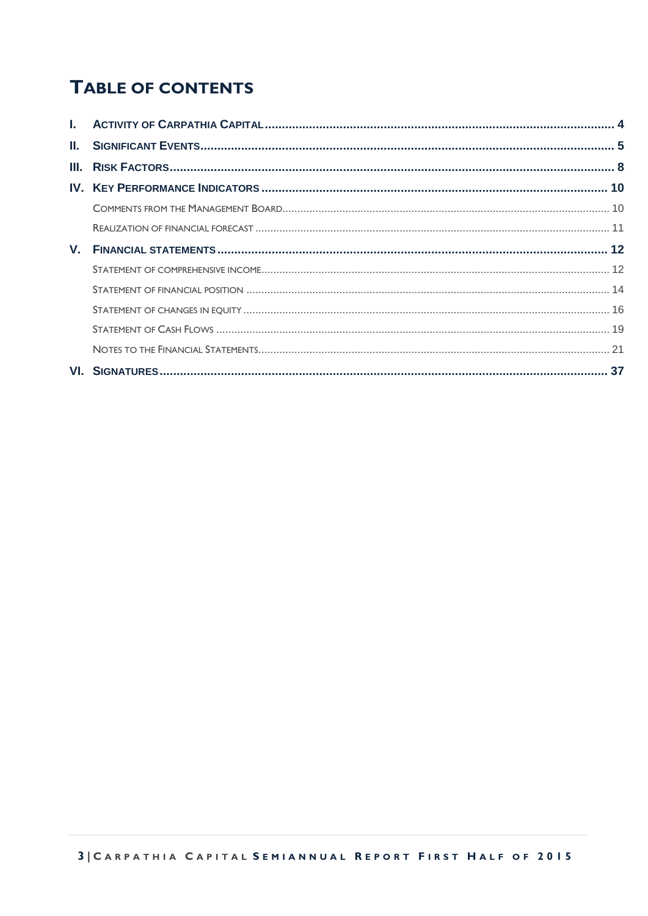# TABLE OF CONTENTS

I. ACTIVITY OF CARPATHIA CAPITAL ..... 4

II. SIGNIFICANT EVENTS ..... 5

III. RISK FACTORS ..... 8

IV. KEY PERFORMANCE INDICATORS ..... 10

- COMMENTS FROM THE MANAGEMENT BOARD ..... 10
- REALIZATION OF FINANCIAL FORECAST ..... 11

V. FINANCIAL STATEMENTS ..... 12

- STATEMENT OF COMPREHENSIVE INCOME ..... 12
- STATEMENT OF FINANCIAL POSITION ..... 14
- STATEMENT OF CHANGES IN EQUITY ..... 16
- STATEMENT OF CASH FLOWS ..... 19
- NOTES TO THE FINANCIAL STATEMENTS ..... 21

VI. SIGNATURES ..... 37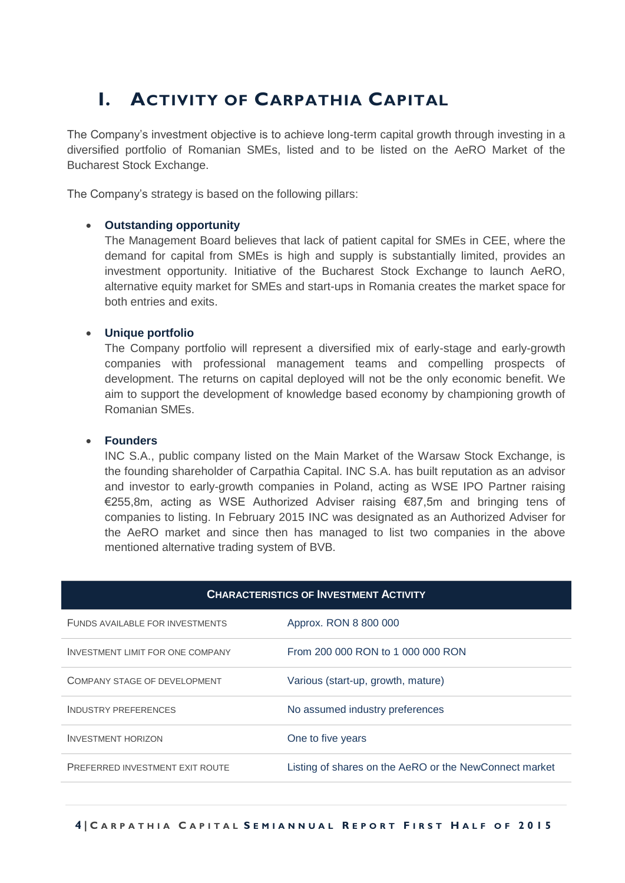# I. Activity of Carpathia Capital

The Company's investment objective is to achieve long-term capital growth through investing in a diversified portfolio of Romanian SMEs, listed and to be listed on the AeRO Market of the Bucharest Stock Exchange.

The Company's strategy is based on the following pillars:

- **Outstanding opportunity**
  The Management Board believes that lack of patient capital for SMEs in CEE, where the demand for capital from SMEs is high and supply is substantially limited, provides an investment opportunity. Initiative of the Bucharest Stock Exchange to launch AeRO, alternative equity market for SMEs and start-ups in Romania creates the market space for both entries and exits.

- **Unique portfolio**
  The Company portfolio will represent a diversified mix of early-stage and early-growth companies with professional management teams and compelling prospects of development. The returns on capital deployed will not be the only economic benefit. We aim to support the development of knowledge based economy by championing growth of Romanian SMEs.

- **Founders**
  INC S.A., public company listed on the Main Market of the Warsaw Stock Exchange, is the founding shareholder of Carpathia Capital. INC S.A. has built reputation as an advisor and investor to early-growth companies in Poland, acting as WSE IPO Partner raising €255,8m, acting as WSE Authorized Adviser raising €87,5m and bringing tens of companies to listing. In February 2015 INC was designated as an Authorized Adviser for the AeRO market and since then has managed to list two companies in the above mentioned alternative trading system of BVB.

| Characteristics of Investment Activity | |
|---|---|
| Funds available for investments | Approx. RON 8 800 000 |
| Investment limit for one company | From 200 000 RON to 1 000 000 RON |
| Company stage of development | Various (start-up, growth, mature) |
| Industry preferences | No assumed industry preferences |
| Investment horizon | One to five years |
| Preferred investment exit route | Listing of shares on the AeRO or the NewConnect market |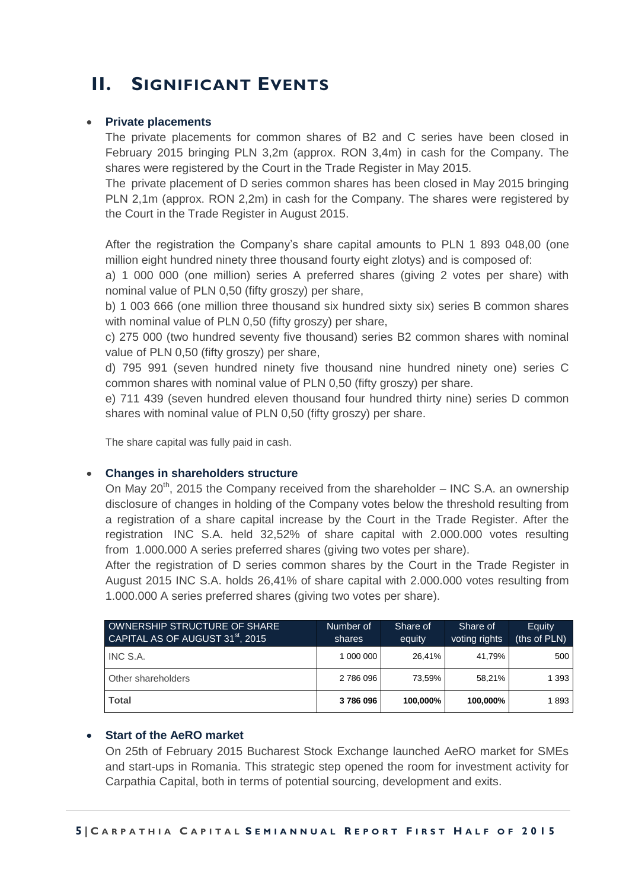# II. Significant Events

- **Private placements**

  The private placements for common shares of B2 and C series have been closed in February 2015 bringing PLN 3,2m (approx. RON 3,4m) in cash for the Company. The shares were registered by the Court in the Trade Register in May 2015.

  The private placement of D series common shares has been closed in May 2015 bringing PLN 2,1m (approx. RON 2,2m) in cash for the Company. The shares were registered by the Court in the Trade Register in August 2015.

  After the registration the Company's share capital amounts to PLN 1 893 048,00 (one million eight hundred ninety three thousand fourty eight zlotys) and is composed of:

  a) 1 000 000 (one million) series A preferred shares (giving 2 votes per share) with nominal value of PLN 0,50 (fifty groszy) per share,

  b) 1 003 666 (one million three thousand six hundred sixty six) series B common shares with nominal value of PLN 0,50 (fifty groszy) per share,

  c) 275 000 (two hundred seventy five thousand) series B2 common shares with nominal value of PLN 0,50 (fifty groszy) per share,

  d) 795 991 (seven hundred ninety five thousand nine hundred ninety one) series C common shares with nominal value of PLN 0,50 (fifty groszy) per share.

  e) 711 439 (seven hundred eleven thousand four hundred thirty nine) series D common shares with nominal value of PLN 0,50 (fifty groszy) per share.

  The share capital was fully paid in cash.

- **Changes in shareholders structure**

  On May 20th, 2015 the Company received from the shareholder – INC S.A. an ownership disclosure of changes in holding of the Company votes below the threshold resulting from a registration of a share capital increase by the Court in the Trade Register. After the registration INC S.A. held 32,52% of share capital with 2.000.000 votes resulting from 1.000.000 A series preferred shares (giving two votes per share).

  After the registration of D series common shares by the Court in the Trade Register in August 2015 INC S.A. holds 26,41% of share capital with 2.000.000 votes resulting from 1.000.000 A series preferred shares (giving two votes per share).

| OWNERSHIP STRUCTURE OF SHARE CAPITAL AS OF AUGUST 31st, 2015 | Number of shares | Share of equity | Share of voting rights | Equity (ths of PLN) |
|---|---|---|---|---|
| INC S.A. | 1 000 000 | 26,41% | 41,79% | 500 |
| Other shareholders | 2 786 096 | 73,59% | 58,21% | 1 393 |
| **Total** | **3 786 096** | **100,000%** | **100,000%** | 1 893 |

- **Start of the AeRO market**

  On 25th of February 2015 Bucharest Stock Exchange launched AeRO market for SMEs and start-ups in Romania. This strategic step opened the room for investment activity for Carpathia Capital, both in terms of potential sourcing, development and exits.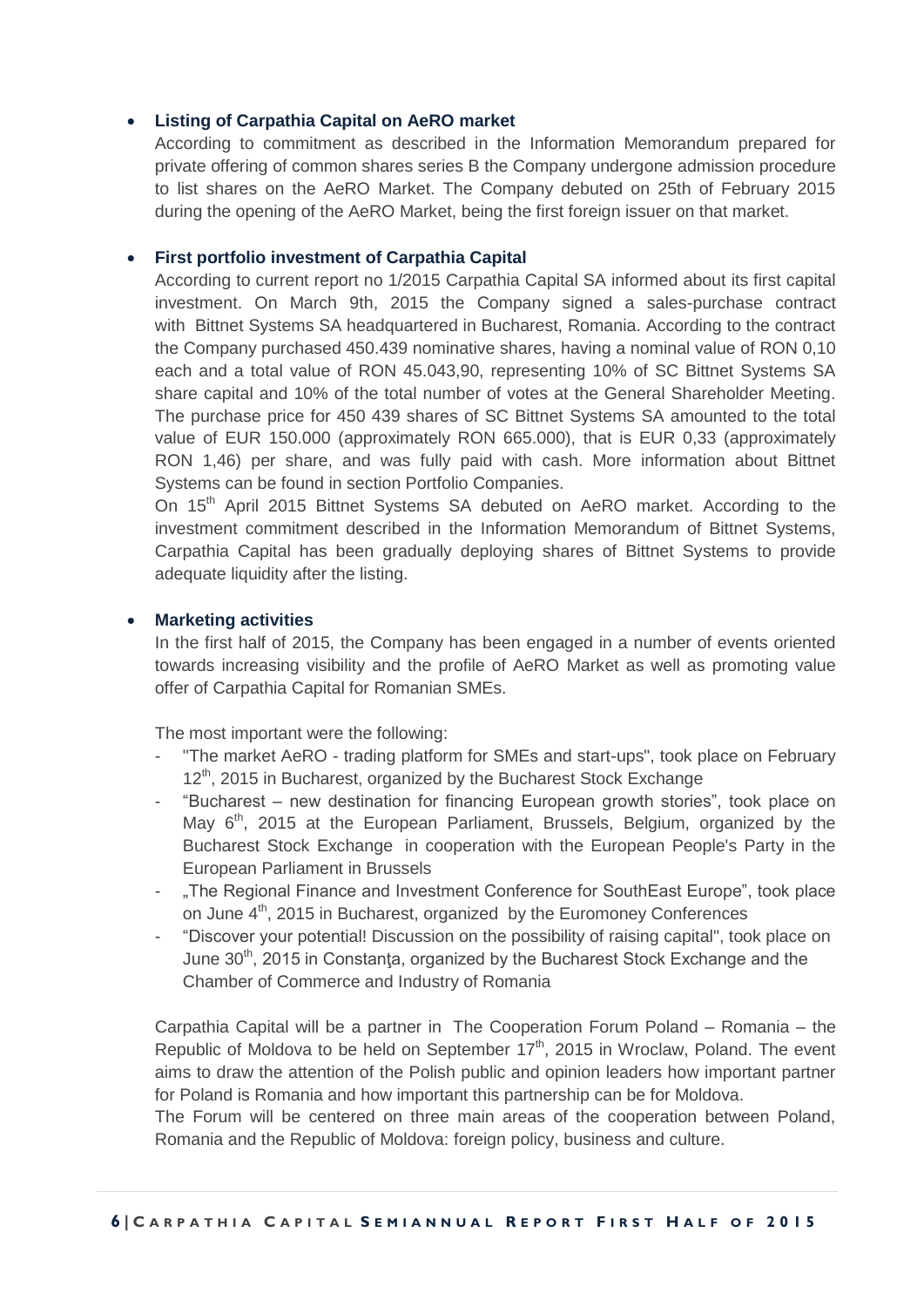- **Listing of Carpathia Capital on AeRO market**

  According to commitment as described in the Information Memorandum prepared for private offering of common shares series B the Company undergone admission procedure to list shares on the AeRO Market. The Company debuted on 25th of February 2015 during the opening of the AeRO Market, being the first foreign issuer on that market.

- **First portfolio investment of Carpathia Capital**

  According to current report no 1/2015 Carpathia Capital SA informed about its first capital investment. On March 9th, 2015 the Company signed a sales-purchase contract with Bittnet Systems SA headquartered in Bucharest, Romania. According to the contract the Company purchased 450.439 nominative shares, having a nominal value of RON 0,10 each and a total value of RON 45.043,90, representing 10% of SC Bittnet Systems SA share capital and 10% of the total number of votes at the General Shareholder Meeting. The purchase price for 450 439 shares of SC Bittnet Systems SA amounted to the total value of EUR 150.000 (approximately RON 665.000), that is EUR 0,33 (approximately RON 1,46) per share, and was fully paid with cash. More information about Bittnet Systems can be found in section Portfolio Companies.

  On 15th April 2015 Bittnet Systems SA debuted on AeRO market. According to the investment commitment described in the Information Memorandum of Bittnet Systems, Carpathia Capital has been gradually deploying shares of Bittnet Systems to provide adequate liquidity after the listing.

- **Marketing activities**

  In the first half of 2015, the Company has been engaged in a number of events oriented towards increasing visibility and the profile of AeRO Market as well as promoting value offer of Carpathia Capital for Romanian SMEs.

  The most important were the following:

  - "The market AeRO - trading platform for SMEs and start-ups", took place on February 12th, 2015 in Bucharest, organized by the Bucharest Stock Exchange
  - "Bucharest – new destination for financing European growth stories", took place on May 6th, 2015 at the European Parliament, Brussels, Belgium, organized by the Bucharest Stock Exchange in cooperation with the European People's Party in the European Parliament in Brussels
  - „The Regional Finance and Investment Conference for SouthEast Europe", took place on June 4th, 2015 in Bucharest, organized by the Euromoney Conferences
  - "Discover your potential! Discussion on the possibility of raising capital", took place on June 30th, 2015 in Constanţa, organized by the Bucharest Stock Exchange and the Chamber of Commerce and Industry of Romania

  Carpathia Capital will be a partner in The Cooperation Forum Poland – Romania – the Republic of Moldova to be held on September 17th, 2015 in Wroclaw, Poland. The event aims to draw the attention of the Polish public and opinion leaders how important partner for Poland is Romania and how important this partnership can be for Moldova.

  The Forum will be centered on three main areas of the cooperation between Poland, Romania and the Republic of Moldova: foreign policy, business and culture.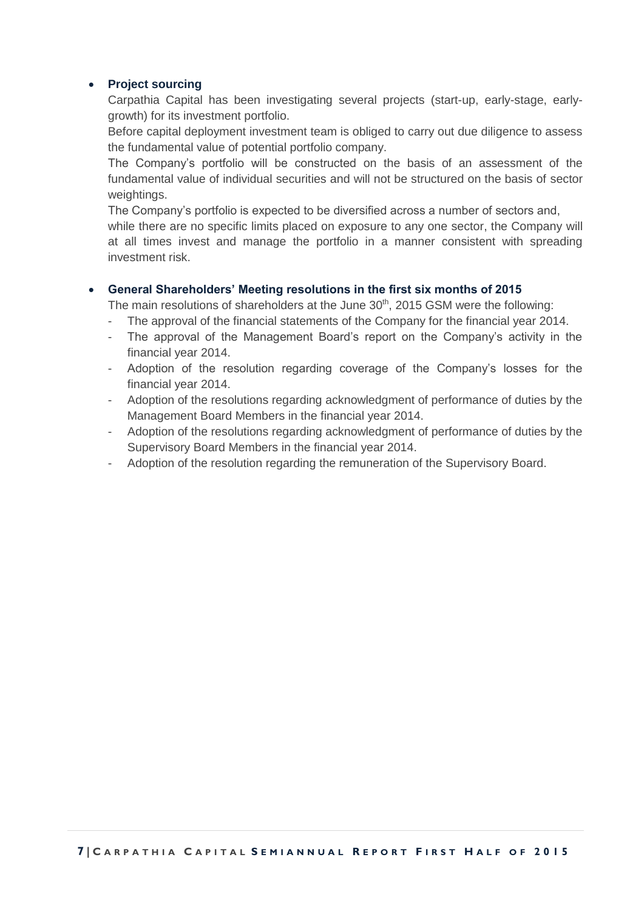- **Project sourcing**

  Carpathia Capital has been investigating several projects (start-up, early-stage, early-growth) for its investment portfolio.

  Before capital deployment investment team is obliged to carry out due diligence to assess the fundamental value of potential portfolio company.

  The Company's portfolio will be constructed on the basis of an assessment of the fundamental value of individual securities and will not be structured on the basis of sector weightings.

  The Company's portfolio is expected to be diversified across a number of sectors and, while there are no specific limits placed on exposure to any one sector, the Company will at all times invest and manage the portfolio in a manner consistent with spreading investment risk.

- **General Shareholders' Meeting resolutions in the first six months of 2015**

  The main resolutions of shareholders at the June 30th, 2015 GSM were the following:

  - The approval of the financial statements of the Company for the financial year 2014.
  - The approval of the Management Board's report on the Company's activity in the financial year 2014.
  - Adoption of the resolution regarding coverage of the Company's losses for the financial year 2014.
  - Adoption of the resolutions regarding acknowledgment of performance of duties by the Management Board Members in the financial year 2014.
  - Adoption of the resolutions regarding acknowledgment of performance of duties by the Supervisory Board Members in the financial year 2014.
  - Adoption of the resolution regarding the remuneration of the Supervisory Board.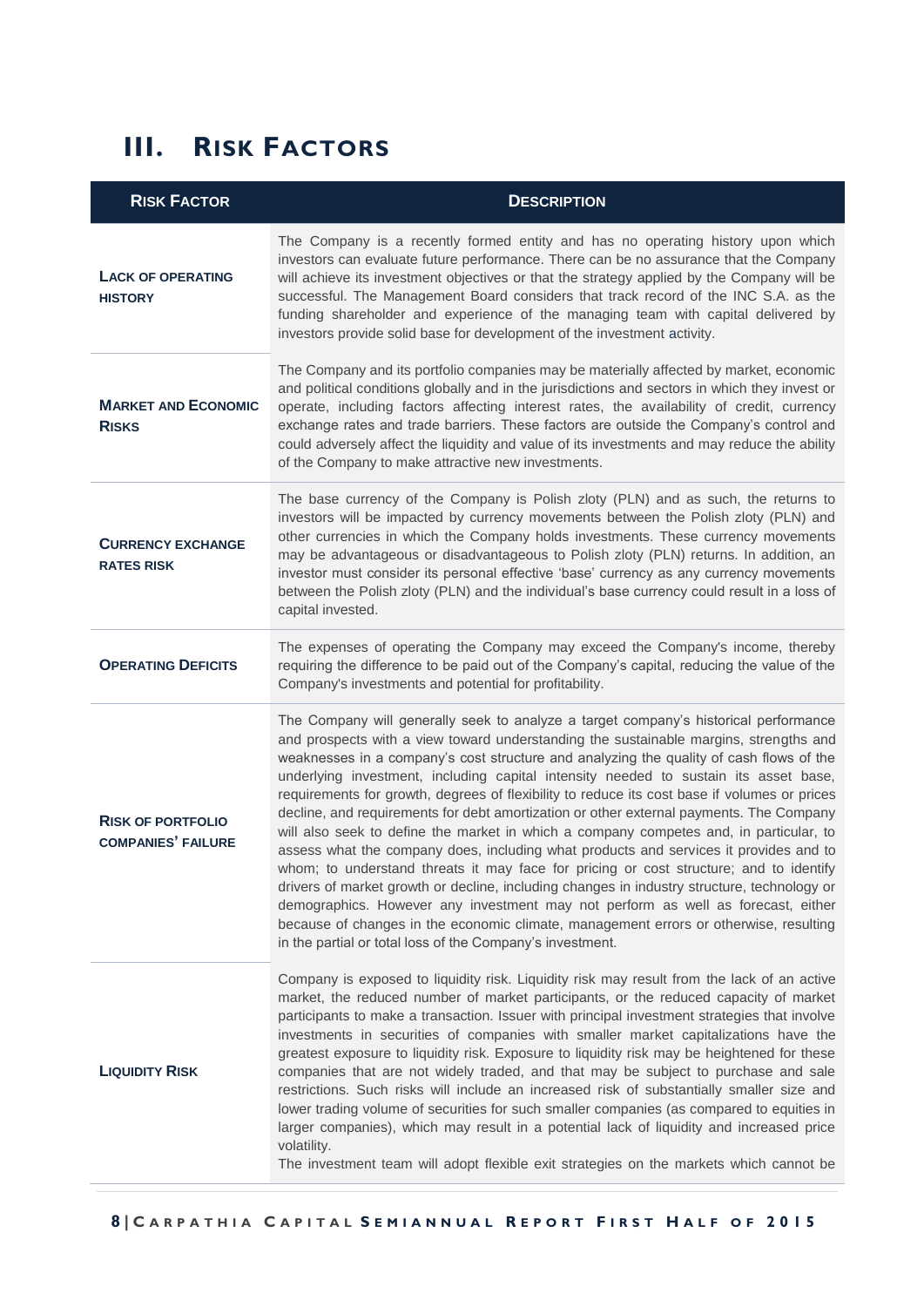# III. Risk Factors

| Risk Factor | Description |
|---|---|
| **Lack of operating history** | The Company is a recently formed entity and has no operating history upon which investors can evaluate future performance. There can be no assurance that the Company will achieve its investment objectives or that the strategy applied by the Company will be successful. The Management Board considers that track record of the INC S.A. as the funding shareholder and experience of the managing team with capital delivered by investors provide solid base for development of the investment activity. |
| **Market and Economic Risks** | The Company and its portfolio companies may be materially affected by market, economic and political conditions globally and in the jurisdictions and sectors in which they invest or operate, including factors affecting interest rates, the availability of credit, currency exchange rates and trade barriers. These factors are outside the Company's control and could adversely affect the liquidity and value of its investments and may reduce the ability of the Company to make attractive new investments. |
| **Currency exchange rates risk** | The base currency of the Company is Polish zloty (PLN) and as such, the returns to investors will be impacted by currency movements between the Polish zloty (PLN) and other currencies in which the Company holds investments. These currency movements may be advantageous or disadvantageous to Polish zloty (PLN) returns. In addition, an investor must consider its personal effective 'base' currency as any currency movements between the Polish zloty (PLN) and the individual's base currency could result in a loss of capital invested. |
| **Operating Deficits** | The expenses of operating the Company may exceed the Company's income, thereby requiring the difference to be paid out of the Company's capital, reducing the value of the Company's investments and potential for profitability. |
| **Risk of portfolio companies' failure** | The Company will generally seek to analyze a target company's historical performance and prospects with a view toward understanding the sustainable margins, strengths and weaknesses in a company's cost structure and analyzing the quality of cash flows of the underlying investment, including capital intensity needed to sustain its asset base, requirements for growth, degrees of flexibility to reduce its cost base if volumes or prices decline, and requirements for debt amortization or other external payments. The Company will also seek to define the market in which a company competes and, in particular, to assess what the company does, including what products and services it provides and to whom; to understand threats it may face for pricing or cost structure; and to identify drivers of market growth or decline, including changes in industry structure, technology or demographics. However any investment may not perform as well as forecast, either because of changes in the economic climate, management errors or otherwise, resulting in the partial or total loss of the Company's investment. |
| **Liquidity Risk** | Company is exposed to liquidity risk. Liquidity risk may result from the lack of an active market, the reduced number of market participants, or the reduced capacity of market participants to make a transaction. Issuer with principal investment strategies that involve investments in securities of companies with smaller market capitalizations have the greatest exposure to liquidity risk. Exposure to liquidity risk may be heightened for these companies that are not widely traded, and that may be subject to purchase and sale restrictions. Such risks will include an increased risk of substantially smaller size and lower trading volume of securities for such smaller companies (as compared to equities in larger companies), which may result in a potential lack of liquidity and increased price volatility.<br>The investment team will adopt flexible exit strategies on the markets which cannot be |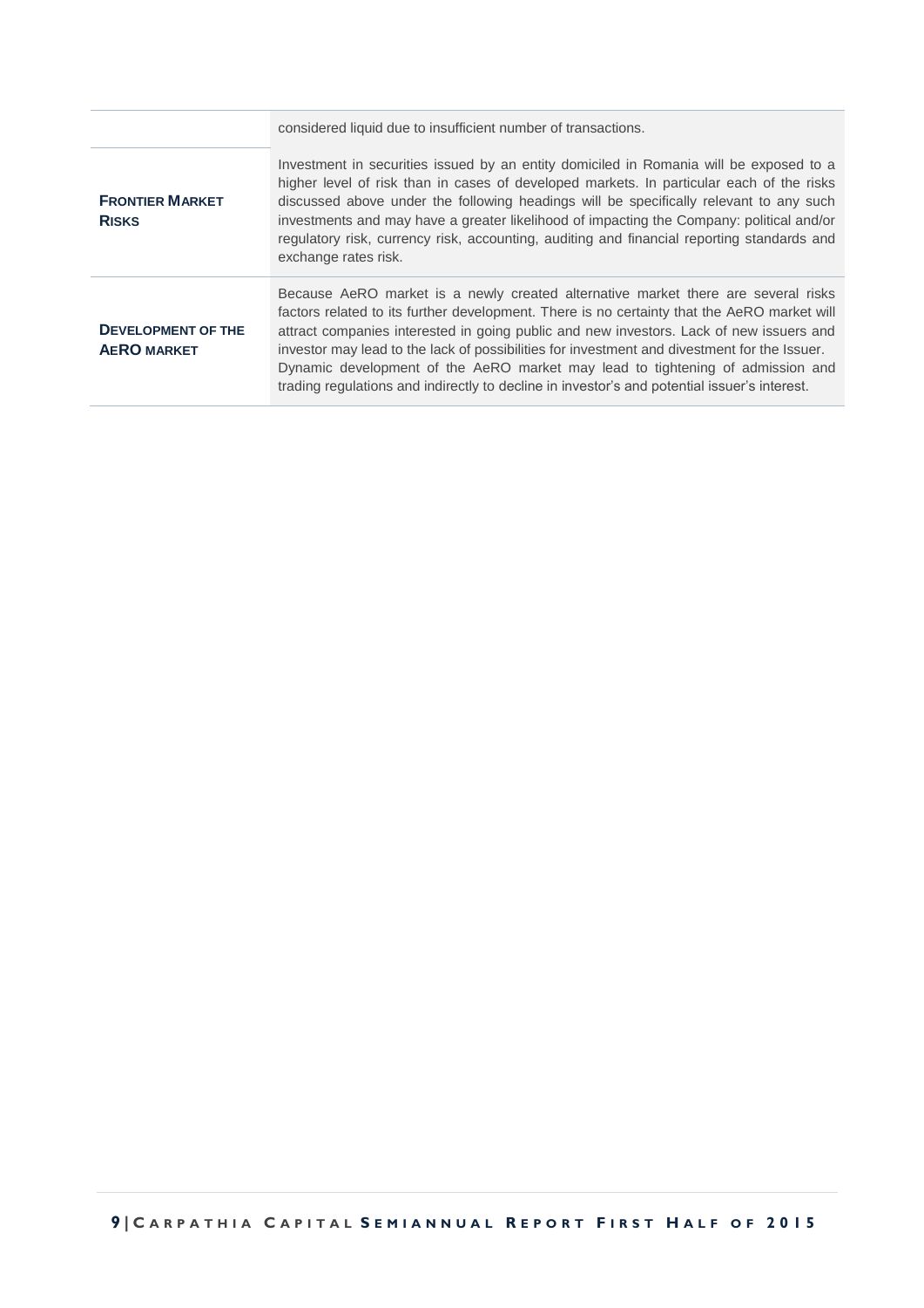| | |
|---|---|
| | considered liquid due to insufficient number of transactions. |
| **FRONTIER MARKET RISKS** | Investment in securities issued by an entity domiciled in Romania will be exposed to a higher level of risk than in cases of developed markets. In particular each of the risks discussed above under the following headings will be specifically relevant to any such investments and may have a greater likelihood of impacting the Company: political and/or regulatory risk, currency risk, accounting, auditing and financial reporting standards and exchange rates risk. |
| **DEVELOPMENT OF THE AERO MARKET** | Because AeRO market is a newly created alternative market there are several risks factors related to its further development. There is no certainty that the AeRO market will attract companies interested in going public and new investors. Lack of new issuers and investor may lead to the lack of possibilities for investment and divestment for the Issuer. Dynamic development of the AeRO market may lead to tightening of admission and trading regulations and indirectly to decline in investor's and potential issuer's interest. |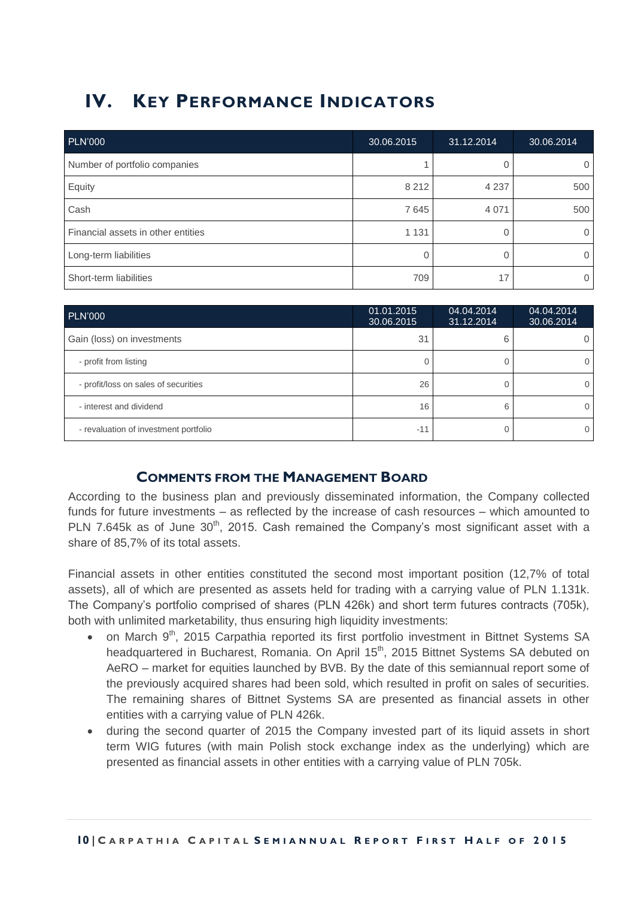# IV. Key Performance Indicators

| PLN'000 | 30.06.2015 | 31.12.2014 | 30.06.2014 |
|---|---|---|---|
| Number of portfolio companies | 1 | 0 | 0 |
| Equity | 8 212 | 4 237 | 500 |
| Cash | 7 645 | 4 071 | 500 |
| Financial assets in other entities | 1 131 | 0 | 0 |
| Long-term liabilities | 0 | 0 | 0 |
| Short-term liabilities | 709 | 17 | 0 |

| PLN'000 | 01.01.2015 30.06.2015 | 04.04.2014 31.12.2014 | 04.04.2014 30.06.2014 |
|---|---|---|---|
| Gain (loss) on investments | 31 | 6 | 0 |
| - profit from listing | 0 | 0 | 0 |
| - profit/loss on sales of securities | 26 | 0 | 0 |
| - interest and dividend | 16 | 6 | 0 |
| - revaluation of investment portfolio | -11 | 0 | 0 |

## Comments from the Management Board

According to the business plan and previously disseminated information, the Company collected funds for future investments – as reflected by the increase of cash resources – which amounted to PLN 7.645k as of June 30th, 2015. Cash remained the Company's most significant asset with a share of 85,7% of its total assets.

Financial assets in other entities constituted the second most important position (12,7% of total assets), all of which are presented as assets held for trading with a carrying value of PLN 1.131k. The Company's portfolio comprised of shares (PLN 426k) and short term futures contracts (705k), both with unlimited marketability, thus ensuring high liquidity investments:

- on March 9th, 2015 Carpathia reported its first portfolio investment in Bittnet Systems SA headquartered in Bucharest, Romania. On April 15th, 2015 Bittnet Systems SA debuted on AeRO – market for equities launched by BVB. By the date of this semiannual report some of the previously acquired shares had been sold, which resulted in profit on sales of securities. The remaining shares of Bittnet Systems SA are presented as financial assets in other entities with a carrying value of PLN 426k.
- during the second quarter of 2015 the Company invested part of its liquid assets in short term WIG futures (with main Polish stock exchange index as the underlying) which are presented as financial assets in other entities with a carrying value of PLN 705k.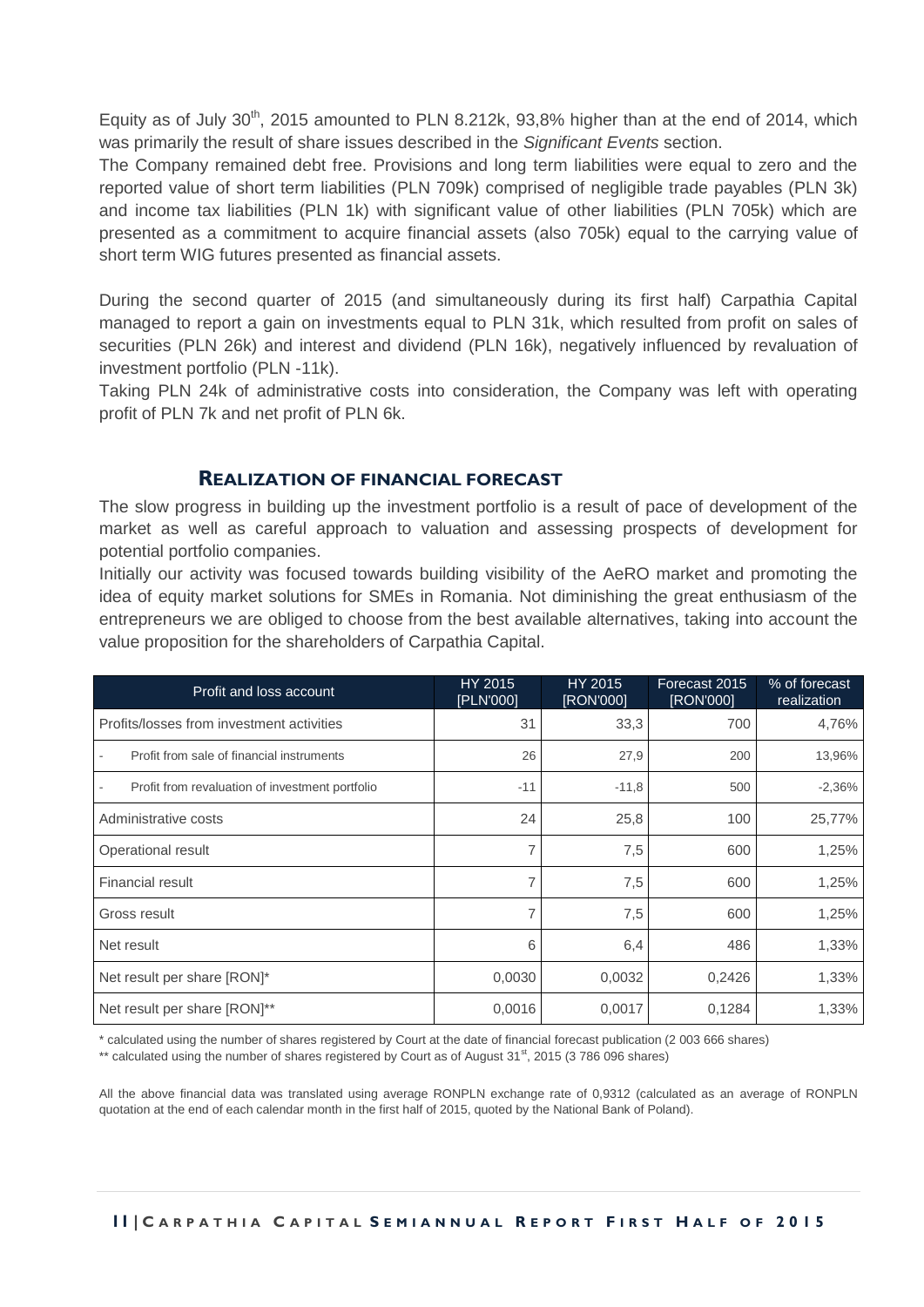Equity as of July 30th, 2015 amounted to PLN 8.212k, 93,8% higher than at the end of 2014, which was primarily the result of share issues described in the *Significant Events* section.

The Company remained debt free. Provisions and long term liabilities were equal to zero and the reported value of short term liabilities (PLN 709k) comprised of negligible trade payables (PLN 3k) and income tax liabilities (PLN 1k) with significant value of other liabilities (PLN 705k) which are presented as a commitment to acquire financial assets (also 705k) equal to the carrying value of short term WIG futures presented as financial assets.

During the second quarter of 2015 (and simultaneously during its first half) Carpathia Capital managed to report a gain on investments equal to PLN 31k, which resulted from profit on sales of securities (PLN 26k) and interest and dividend (PLN 16k), negatively influenced by revaluation of investment portfolio (PLN -11k).

Taking PLN 24k of administrative costs into consideration, the Company was left with operating profit of PLN 7k and net profit of PLN 6k.

## REALIZATION OF FINANCIAL FORECAST

The slow progress in building up the investment portfolio is a result of pace of development of the market as well as careful approach to valuation and assessing prospects of development for potential portfolio companies.

Initially our activity was focused towards building visibility of the AeRO market and promoting the idea of equity market solutions for SMEs in Romania. Not diminishing the great enthusiasm of the entrepreneurs we are obliged to choose from the best available alternatives, taking into account the value proposition for the shareholders of Carpathia Capital.

| Profit and loss account | HY 2015 [PLN'000] | HY 2015 [RON'000] | Forecast 2015 [RON'000] | % of forecast realization |
|---|---|---|---|---|
| Profits/losses from investment activities | 31 | 33,3 | 700 | 4,76% |
| - Profit from sale of financial instruments | 26 | 27,9 | 200 | 13,96% |
| - Profit from revaluation of investment portfolio | -11 | -11,8 | 500 | -2,36% |
| Administrative costs | 24 | 25,8 | 100 | 25,77% |
| Operational result | 7 | 7,5 | 600 | 1,25% |
| Financial result | 7 | 7,5 | 600 | 1,25% |
| Gross result | 7 | 7,5 | 600 | 1,25% |
| Net result | 6 | 6,4 | 486 | 1,33% |
| Net result per share [RON]* | 0,0030 | 0,0032 | 0,2426 | 1,33% |
| Net result per share [RON]** | 0,0016 | 0,0017 | 0,1284 | 1,33% |

\* calculated using the number of shares registered by Court at the date of financial forecast publication (2 003 666 shares)

** calculated using the number of shares registered by Court as of August 31st, 2015 (3 786 096 shares)

All the above financial data was translated using average RONPLN exchange rate of 0,9312 (calculated as an average of RONPLN quotation at the end of each calendar month in the first half of 2015, quoted by the National Bank of Poland).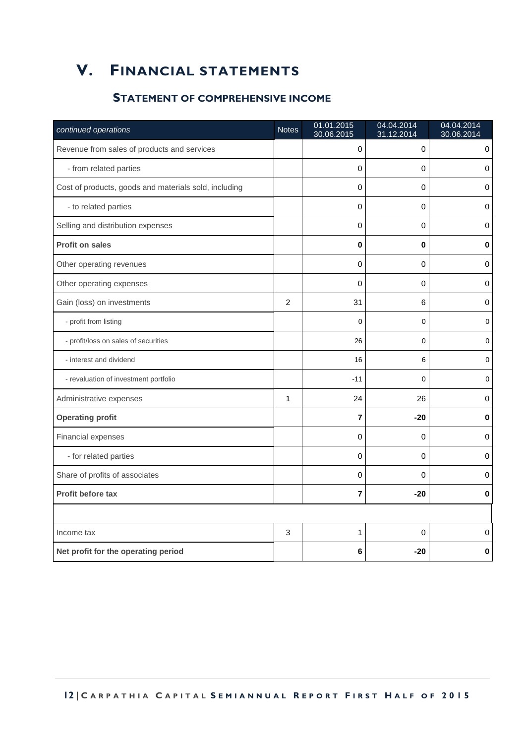# V. Financial statements

## Statement of comprehensive income

| *continued operations* | Notes | 01.01.2015 30.06.2015 | 04.04.2014 31.12.2014 | 04.04.2014 30.06.2014 |
|---|---|---|---|---|
| Revenue from sales of products and services | | 0 | 0 | 0 |
| - from related parties | | 0 | 0 | 0 |
| Cost of products, goods and materials sold, including | | 0 | 0 | 0 |
| - to related parties | | 0 | 0 | 0 |
| Selling and distribution expenses | | 0 | 0 | 0 |
| **Profit on sales** | | **0** | **0** | **0** |
| Other operating revenues | | 0 | 0 | 0 |
| Other operating expenses | | 0 | 0 | 0 |
| Gain (loss) on investments | 2 | 31 | 6 | 0 |
| - profit from listing | | 0 | 0 | 0 |
| - profit/loss on sales of securities | | 26 | 0 | 0 |
| - interest and dividend | | 16 | 6 | 0 |
| - revaluation of investment portfolio | | -11 | 0 | 0 |
| Administrative expenses | 1 | 24 | 26 | 0 |
| **Operating profit** | | **7** | **-20** | **0** |
| Financial expenses | | 0 | 0 | 0 |
| - for related parties | | 0 | 0 | 0 |
| Share of profits of associates | | 0 | 0 | 0 |
| **Profit before tax** | | **7** | **-20** | **0** |
| | | | | |
| Income tax | 3 | 1 | 0 | 0 |
| **Net profit for the operating period** | | **6** | **-20** | **0** |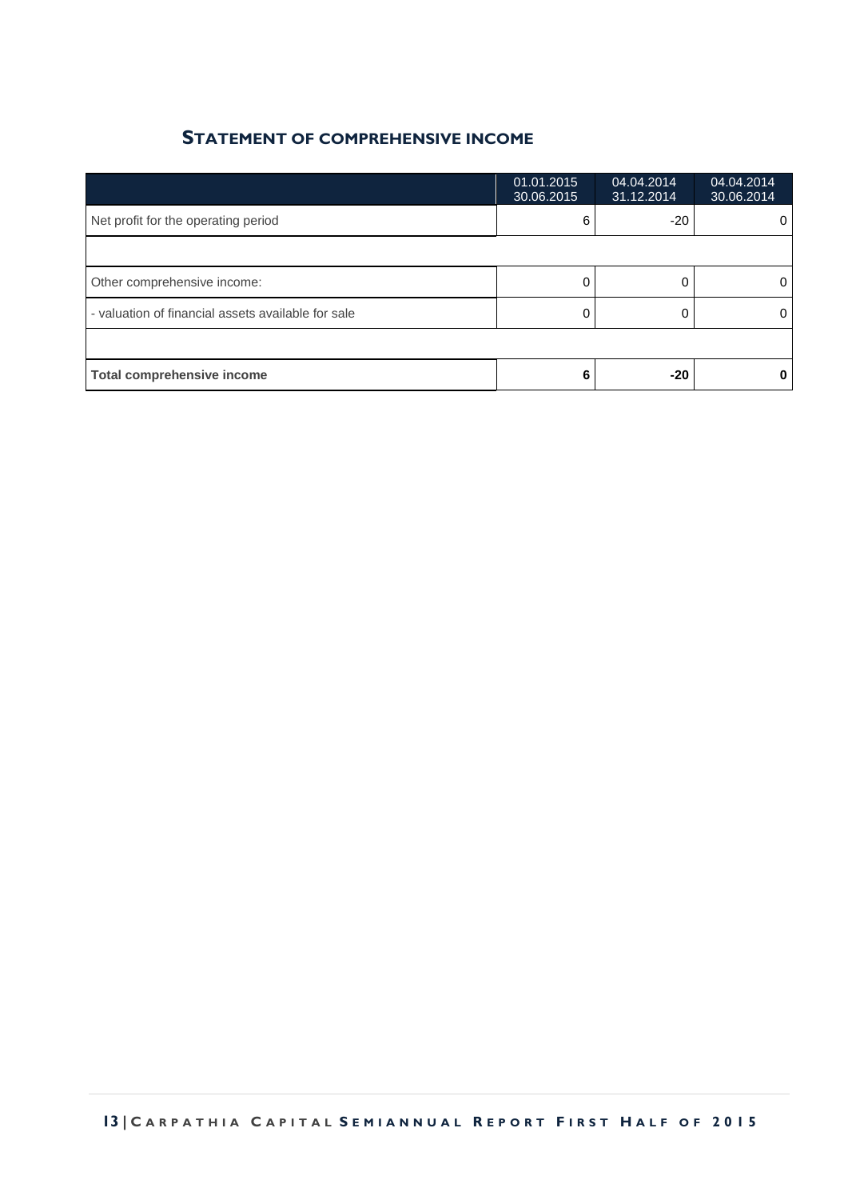## Statement of comprehensive income

| | 01.01.2015 30.06.2015 | 04.04.2014 31.12.2014 | 04.04.2014 30.06.2014 |
|---|---|---|---|
| Net profit for the operating period | 6 | -20 | 0 |
| | | | |
| Other comprehensive income: | 0 | 0 | 0 |
| - valuation of financial assets available for sale | 0 | 0 | 0 |
| | | | |
| **Total comprehensive income** | **6** | **-20** | **0** |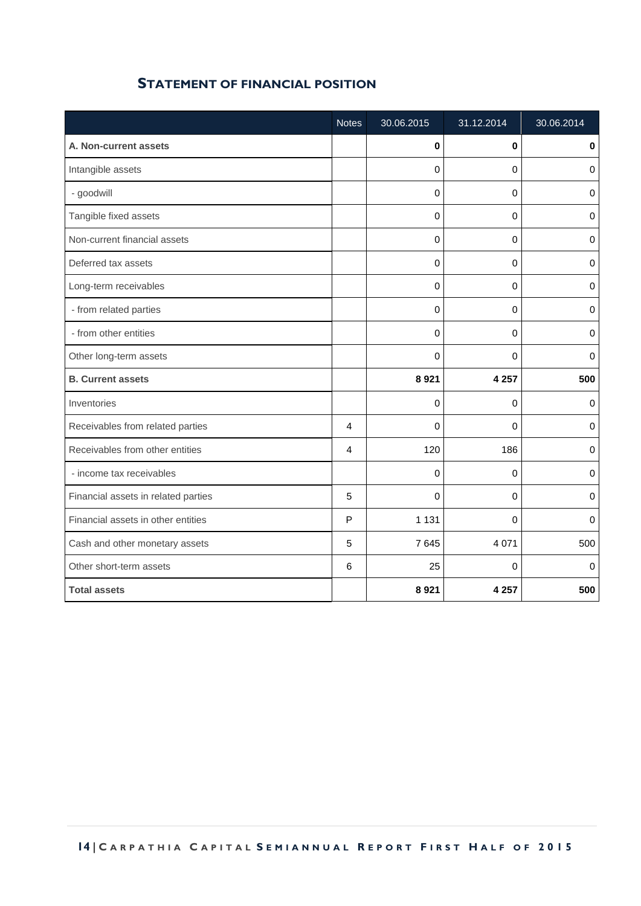## STATEMENT OF FINANCIAL POSITION

| | Notes | 30.06.2015 | 31.12.2014 | 30.06.2014 |
|---|---|---|---|---|
| **A. Non-current assets** | | **0** | **0** | **0** |
| Intangible assets | | 0 | 0 | 0 |
| - goodwill | | 0 | 0 | 0 |
| Tangible fixed assets | | 0 | 0 | 0 |
| Non-current financial assets | | 0 | 0 | 0 |
| Deferred tax assets | | 0 | 0 | 0 |
| Long-term receivables | | 0 | 0 | 0 |
| - from related parties | | 0 | 0 | 0 |
| - from other entities | | 0 | 0 | 0 |
| Other long-term assets | | 0 | 0 | 0 |
| **B. Current assets** | | **8 921** | **4 257** | **500** |
| Inventories | | 0 | 0 | 0 |
| Receivables from related parties | 4 | 0 | 0 | 0 |
| Receivables from other entities | 4 | 120 | 186 | 0 |
| - income tax receivables | | 0 | 0 | 0 |
| Financial assets in related parties | 5 | 0 | 0 | 0 |
| Financial assets in other entities | P | 1 131 | 0 | 0 |
| Cash and other monetary assets | 5 | 7 645 | 4 071 | 500 |
| Other short-term assets | 6 | 25 | 0 | 0 |
| **Total assets** | | **8 921** | **4 257** | **500** |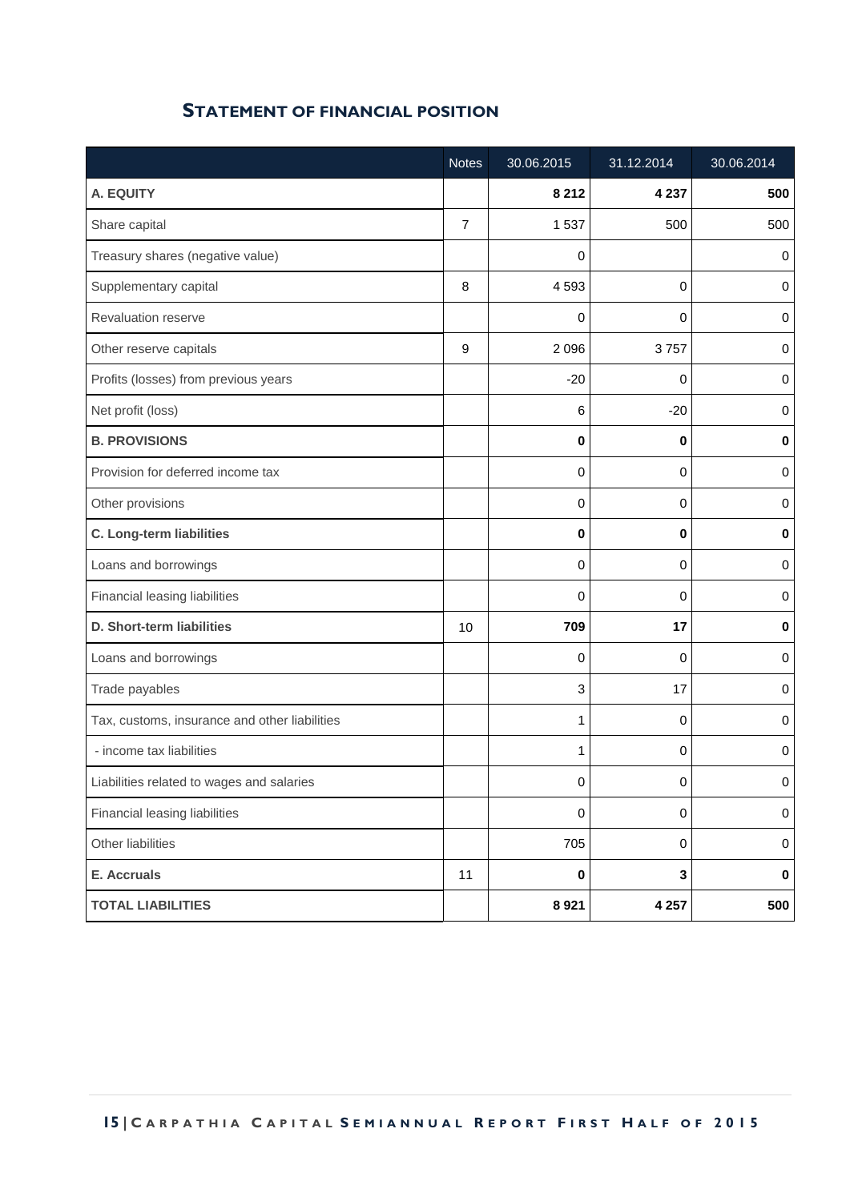## STATEMENT OF FINANCIAL POSITION

| | Notes | 30.06.2015 | 31.12.2014 | 30.06.2014 |
|---|---|---|---|---|
| **A. EQUITY** | | **8 212** | **4 237** | **500** |
| Share capital | 7 | 1 537 | 500 | 500 |
| Treasury shares (negative value) | | 0 | | 0 |
| Supplementary capital | 8 | 4 593 | 0 | 0 |
| Revaluation reserve | | 0 | 0 | 0 |
| Other reserve capitals | 9 | 2 096 | 3 757 | 0 |
| Profits (losses) from previous years | | -20 | 0 | 0 |
| Net profit (loss) | | 6 | -20 | 0 |
| **B. PROVISIONS** | | **0** | **0** | **0** |
| Provision for deferred income tax | | 0 | 0 | 0 |
| Other provisions | | 0 | 0 | 0 |
| **C. Long-term liabilities** | | **0** | **0** | **0** |
| Loans and borrowings | | 0 | 0 | 0 |
| Financial leasing liabilities | | 0 | 0 | 0 |
| **D. Short-term liabilities** | 10 | **709** | **17** | **0** |
| Loans and borrowings | | 0 | 0 | 0 |
| Trade payables | | 3 | 17 | 0 |
| Tax, customs, insurance and other liabilities | | 1 | 0 | 0 |
| - income tax liabilities | | 1 | 0 | 0 |
| Liabilities related to wages and salaries | | 0 | 0 | 0 |
| Financial leasing liabilities | | 0 | 0 | 0 |
| Other liabilities | | 705 | 0 | 0 |
| **E. Accruals** | 11 | **0** | **3** | **0** |
| **TOTAL LIABILITIES** | | **8 921** | **4 257** | **500** |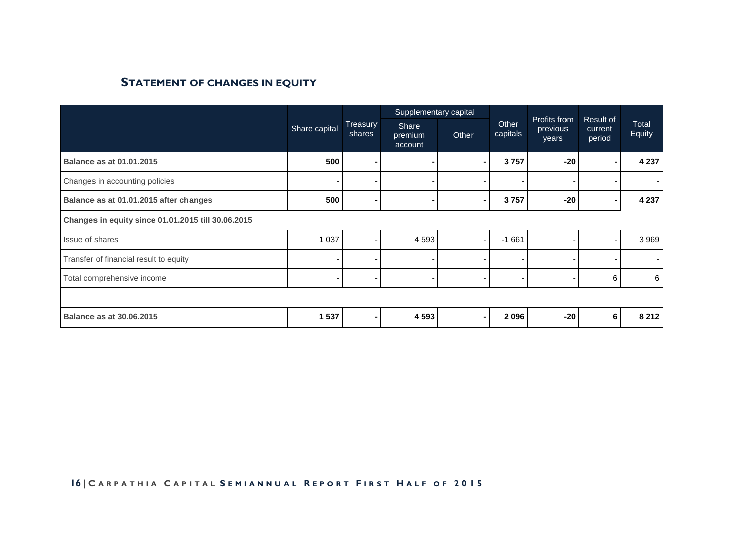## Statement of changes in equity

| | Share capital | Treasury shares | Supplementary capital | | Other capitals | Profits from previous years | Result of current period | Total Equity |
|---|---|---|---|---|---|---|---|---|
| | | | Share premium account | Other | | | | |
| **Balance as at 01.01.2015** | **500** | **-** | **-** | **-** | **3 757** | **-20** | **-** | **4 237** |
| Changes in accounting policies | - | - | - | - | - | - | - | - |
| **Balance as at 01.01.2015 after changes** | **500** | **-** | **-** | **-** | **3 757** | **-20** | **-** | **4 237** |
| **Changes in equity since 01.01.2015 till 30.06.2015** | | | | | | | | |
| Issue of shares | 1 037 | - | 4 593 | - | -1 661 | - | - | 3 969 |
| Transfer of financial result to equity | - | - | - | - | - | - | - | - |
| Total comprehensive income | - | - | - | - | - | - | 6 | 6 |
| | | | | | | | | |
| **Balance as at 30.06.2015** | **1 537** | **-** | **4 593** | **-** | **2 096** | **-20** | **6** | **8 212** |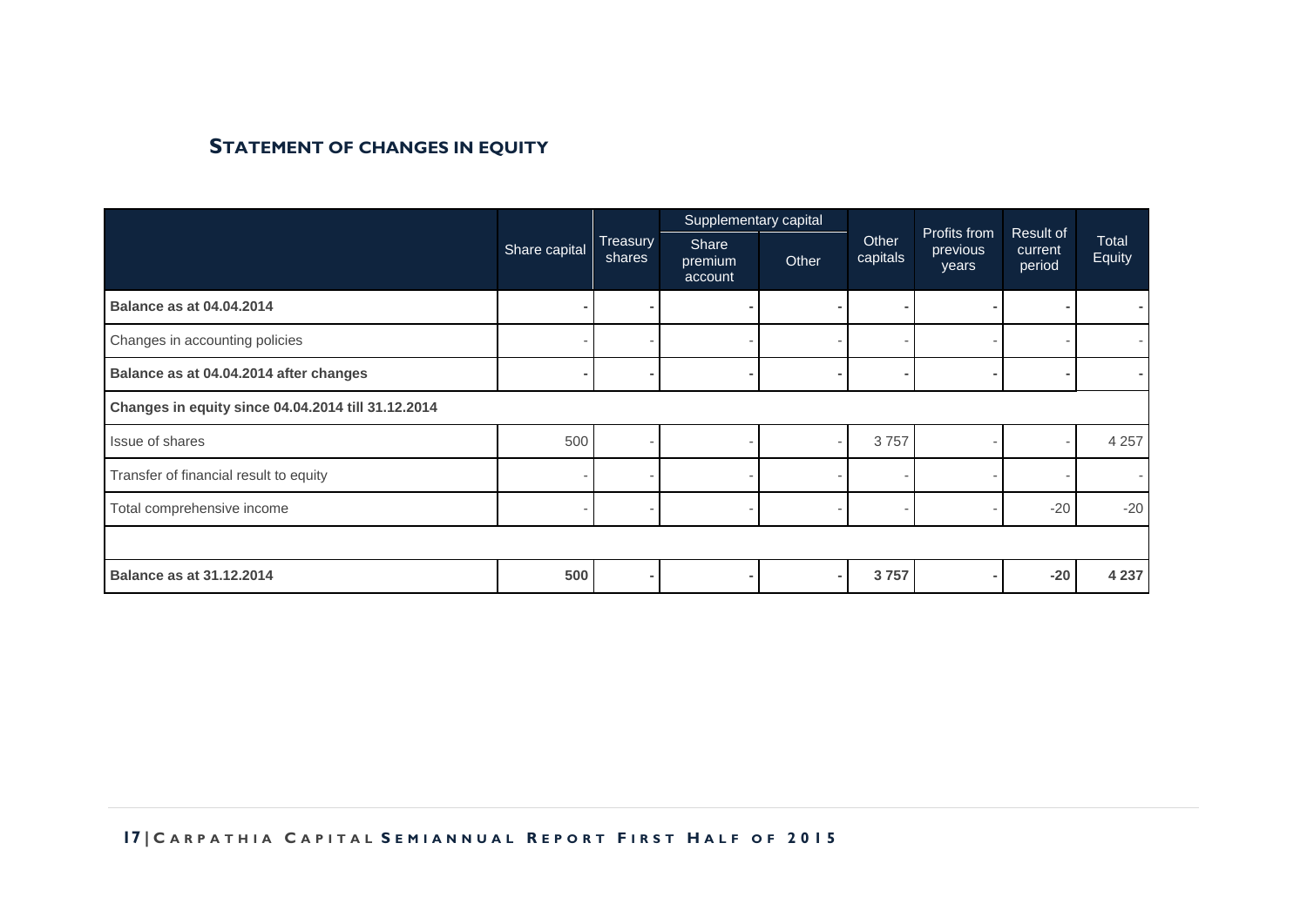## STATEMENT OF CHANGES IN EQUITY

| | Share capital | Treasury shares | Supplementary capital | | Other capitals | Profits from previous years | Result of current period | Total Equity |
|---|---|---|---|---|---|---|---|---|
| | | | Share premium account | Other | | | | |
| **Balance as at 04.04.2014** | **-** | **-** | **-** | **-** | **-** | **-** | **-** | **-** |
| Changes in accounting policies | - | - | - | - | - | - | - | - |
| **Balance as at 04.04.2014 after changes** | **-** | **-** | **-** | **-** | **-** | **-** | **-** | **-** |
| **Changes in equity since 04.04.2014 till 31.12.2014** | | | | | | | | |
| Issue of shares | 500 | - | - | - | 3 757 | - | - | 4 257 |
| Transfer of financial result to equity | - | - | - | - | - | - | - | - |
| Total comprehensive income | - | - | - | - | - | - | -20 | -20 |
| | | | | | | | | |
| **Balance as at 31.12.2014** | **500** | **-** | **-** | **-** | **3 757** | **-** | **-20** | **4 237** |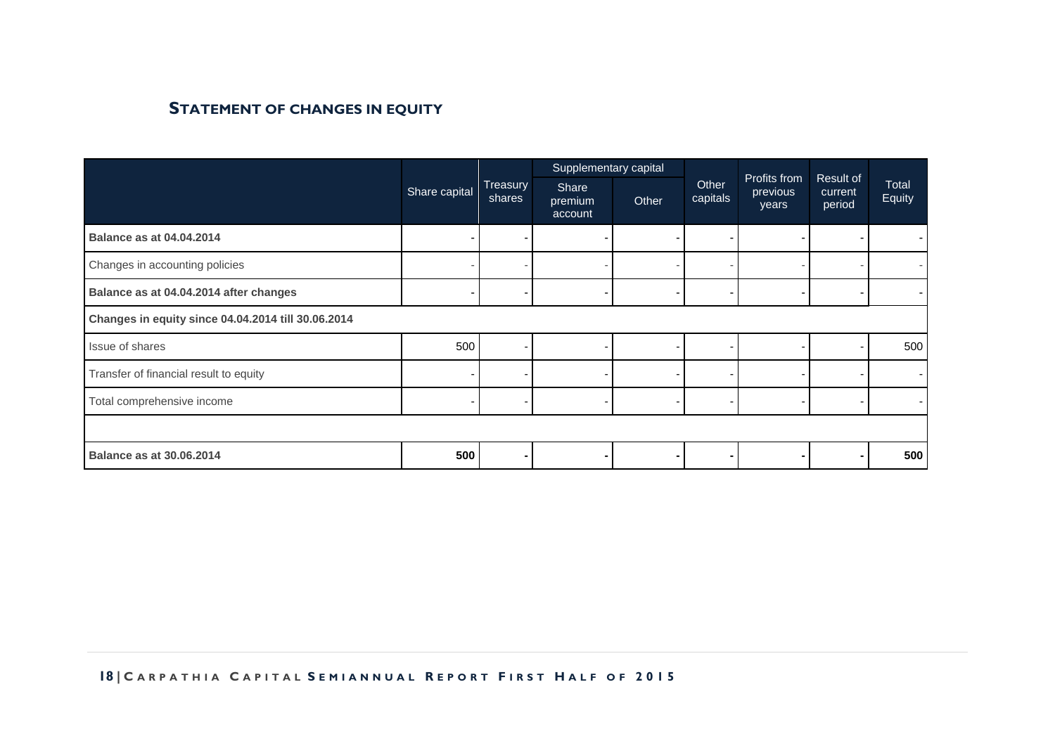## Statement of changes in equity

| | Share capital | Treasury shares | Supplementary capital | | Other capitals | Profits from previous years | Result of current period | Total Equity |
|---|---|---|---|---|---|---|---|---|
| | | | Share premium account | Other | | | | |
| **Balance as at 04.04.2014** | **-** | **-** | **-** | **-** | **-** | **-** | **-** | **-** |
| Changes in accounting policies | - | - | - | - | - | - | - | - |
| **Balance as at 04.04.2014 after changes** | **-** | **-** | **-** | **-** | **-** | **-** | **-** | **-** |
| **Changes in equity since 04.04.2014 till 30.06.2014** | | | | | | | | |
| Issue of shares | 500 | - | - | - | - | - | - | 500 |
| Transfer of financial result to equity | - | - | - | - | - | - | - | - |
| Total comprehensive income | - | - | - | - | - | - | - | - |
| | | | | | | | | |
| **Balance as at 30.06.2014** | **500** | **-** | **-** | **-** | **-** | **-** | **-** | **500** |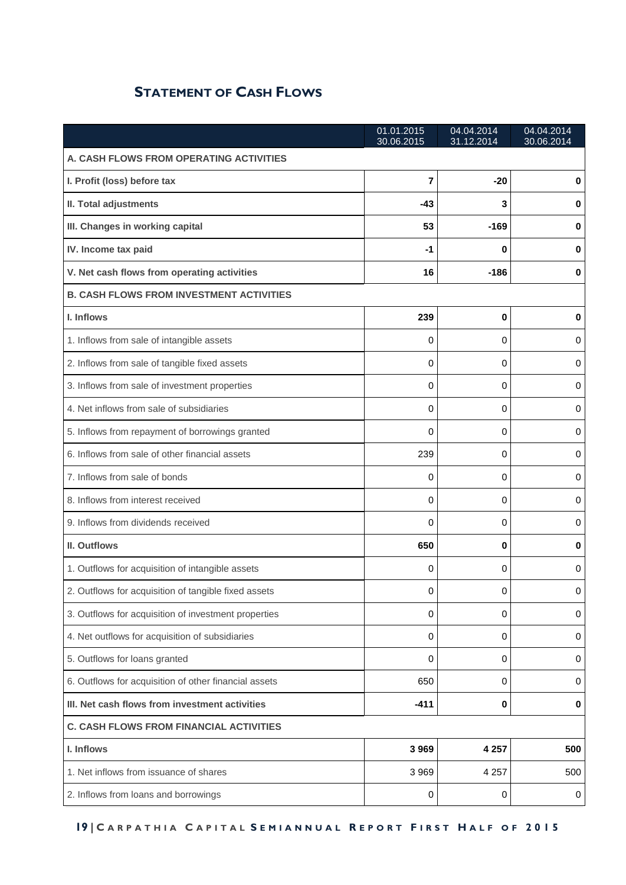## STATEMENT OF CASH FLOWS

| | 01.01.2015 30.06.2015 | 04.04.2014 31.12.2014 | 04.04.2014 30.06.2014 |
|---|---|---|---|
| **A. CASH FLOWS FROM OPERATING ACTIVITIES** | | | |
| **I. Profit (loss) before tax** | **7** | **-20** | **0** |
| **II. Total adjustments** | **-43** | **3** | **0** |
| **III. Changes in working capital** | **53** | **-169** | **0** |
| **IV. Income tax paid** | **-1** | **0** | **0** |
| **V. Net cash flows from operating activities** | **16** | **-186** | **0** |
| **B. CASH FLOWS FROM INVESTMENT ACTIVITIES** | | | |
| **I. Inflows** | **239** | **0** | **0** |
| 1. Inflows from sale of intangible assets | 0 | 0 | 0 |
| 2. Inflows from sale of tangible fixed assets | 0 | 0 | 0 |
| 3. Inflows from sale of investment properties | 0 | 0 | 0 |
| 4. Net inflows from sale of subsidiaries | 0 | 0 | 0 |
| 5. Inflows from repayment of borrowings granted | 0 | 0 | 0 |
| 6. Inflows from sale of other financial assets | 239 | 0 | 0 |
| 7. Inflows from sale of bonds | 0 | 0 | 0 |
| 8. Inflows from interest received | 0 | 0 | 0 |
| 9. Inflows from dividends received | 0 | 0 | 0 |
| **II. Outflows** | **650** | **0** | **0** |
| 1. Outflows for acquisition of intangible assets | 0 | 0 | 0 |
| 2. Outflows for acquisition of tangible fixed assets | 0 | 0 | 0 |
| 3. Outflows for acquisition of investment properties | 0 | 0 | 0 |
| 4. Net outflows for acquisition of subsidiaries | 0 | 0 | 0 |
| 5. Outflows for loans granted | 0 | 0 | 0 |
| 6. Outflows for acquisition of other financial assets | 650 | 0 | 0 |
| **III. Net cash flows from investment activities** | **-411** | **0** | **0** |
| **C. CASH FLOWS FROM FINANCIAL ACTIVITIES** | | | |
| **I. Inflows** | **3 969** | **4 257** | **500** |
| 1. Net inflows from issuance of shares | 3 969 | 4 257 | 500 |
| 2. Inflows from loans and borrowings | 0 | 0 | 0 |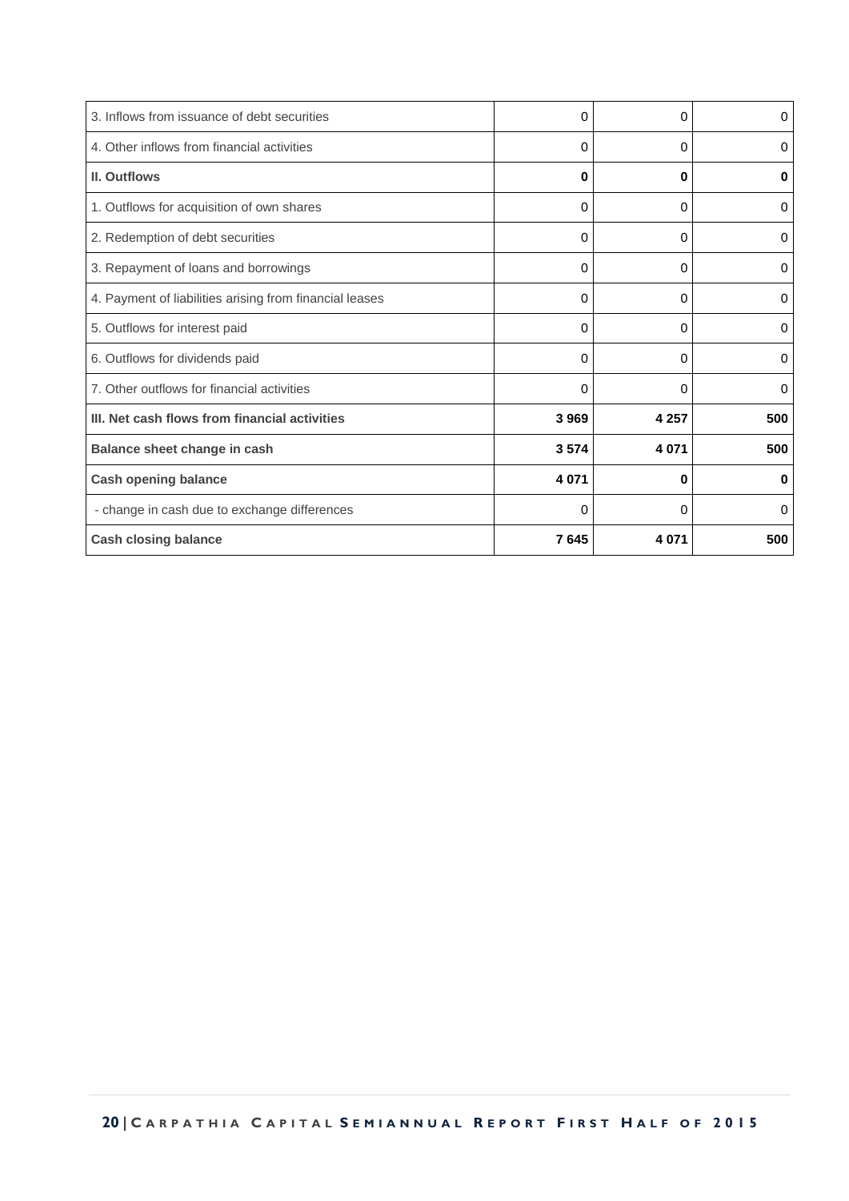| | | | |
|---|---|---|---|
| 3. Inflows from issuance of debt securities | 0 | 0 | 0 |
| 4. Other inflows from financial activities | 0 | 0 | 0 |
| **II. Outflows** | **0** | **0** | **0** |
| 1. Outflows for acquisition of own shares | 0 | 0 | 0 |
| 2. Redemption of debt securities | 0 | 0 | 0 |
| 3. Repayment of loans and borrowings | 0 | 0 | 0 |
| 4. Payment of liabilities arising from financial leases | 0 | 0 | 0 |
| 5. Outflows for interest paid | 0 | 0 | 0 |
| 6. Outflows for dividends paid | 0 | 0 | 0 |
| 7. Other outflows for financial activities | 0 | 0 | 0 |
| **III. Net cash flows from financial activities** | **3 969** | **4 257** | **500** |
| **Balance sheet change in cash** | **3 574** | **4 071** | **500** |
| **Cash opening balance** | **4 071** | **0** | **0** |
| - change in cash due to exchange differences | 0 | 0 | 0 |
| **Cash closing balance** | **7 645** | **4 071** | **500** |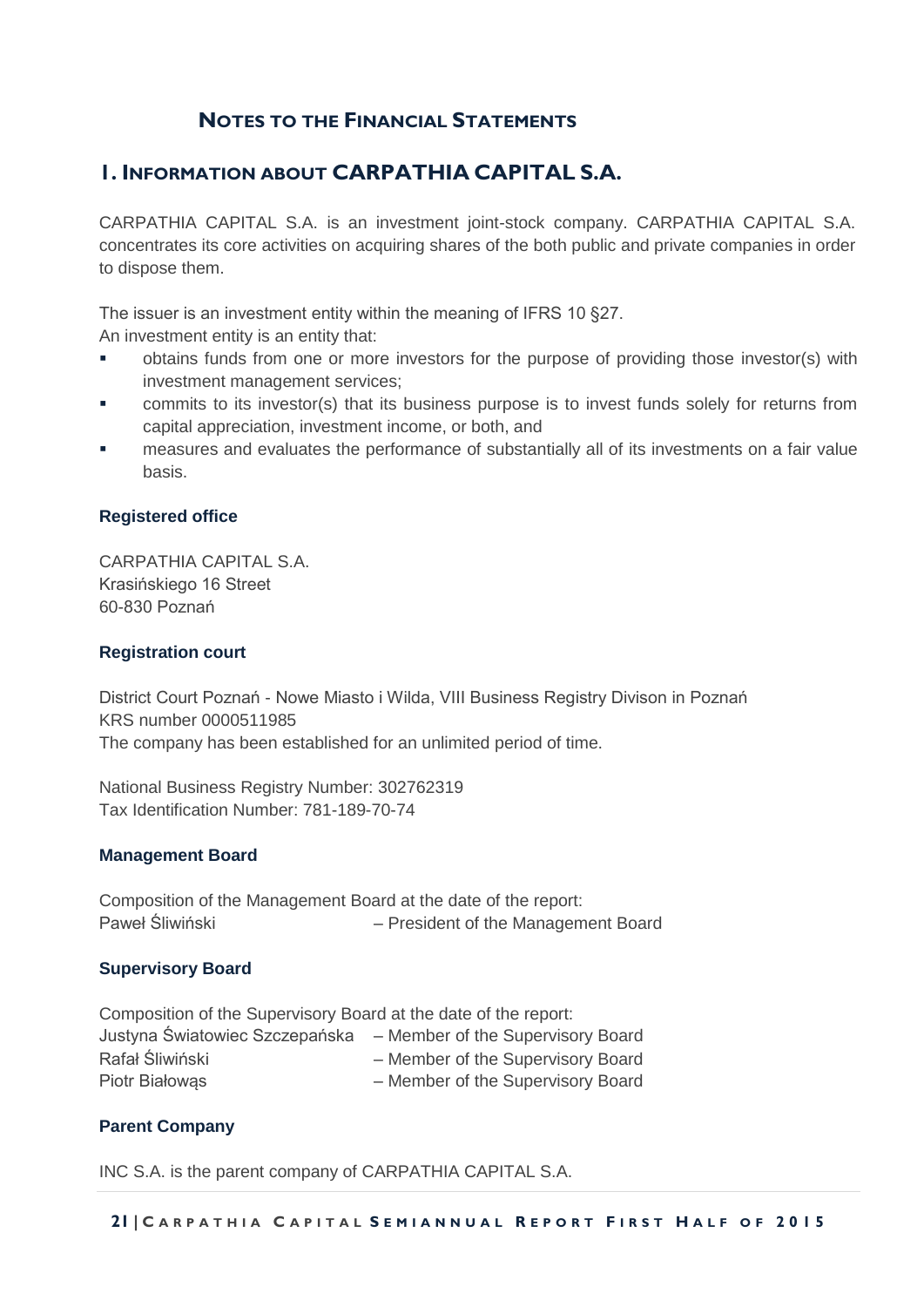# NOTES TO THE FINANCIAL STATEMENTS

## I. INFORMATION ABOUT CARPATHIA CAPITAL S.A.

CARPATHIA CAPITAL S.A. is an investment joint-stock company. CARPATHIA CAPITAL S.A. concentrates its core activities on acquiring shares of the both public and private companies in order to dispose them.

The issuer is an investment entity within the meaning of IFRS 10 §27.
An investment entity is an entity that:

- obtains funds from one or more investors for the purpose of providing those investor(s) with investment management services;
- commits to its investor(s) that its business purpose is to invest funds solely for returns from capital appreciation, investment income, or both, and
- measures and evaluates the performance of substantially all of its investments on a fair value basis.

**Registered office**

CARPATHIA CAPITAL S.A.
Krasińskiego 16 Street
60-830 Poznań

**Registration court**

District Court Poznań - Nowe Miasto i Wilda, VIII Business Registry Divison in Poznań
KRS number 0000511985
The company has been established for an unlimited period of time.

National Business Registry Number: 302762319
Tax Identification Number: 781-189-70-74

**Management Board**

Composition of the Management Board at the date of the report:
Paweł Śliwiński – President of the Management Board

**Supervisory Board**

Composition of the Supervisory Board at the date of the report:
Justyna Światowiec Szczepańska – Member of the Supervisory Board
Rafał Śliwiński – Member of the Supervisory Board
Piotr Białowąs – Member of the Supervisory Board

**Parent Company**

INC S.A. is the parent company of CARPATHIA CAPITAL S.A.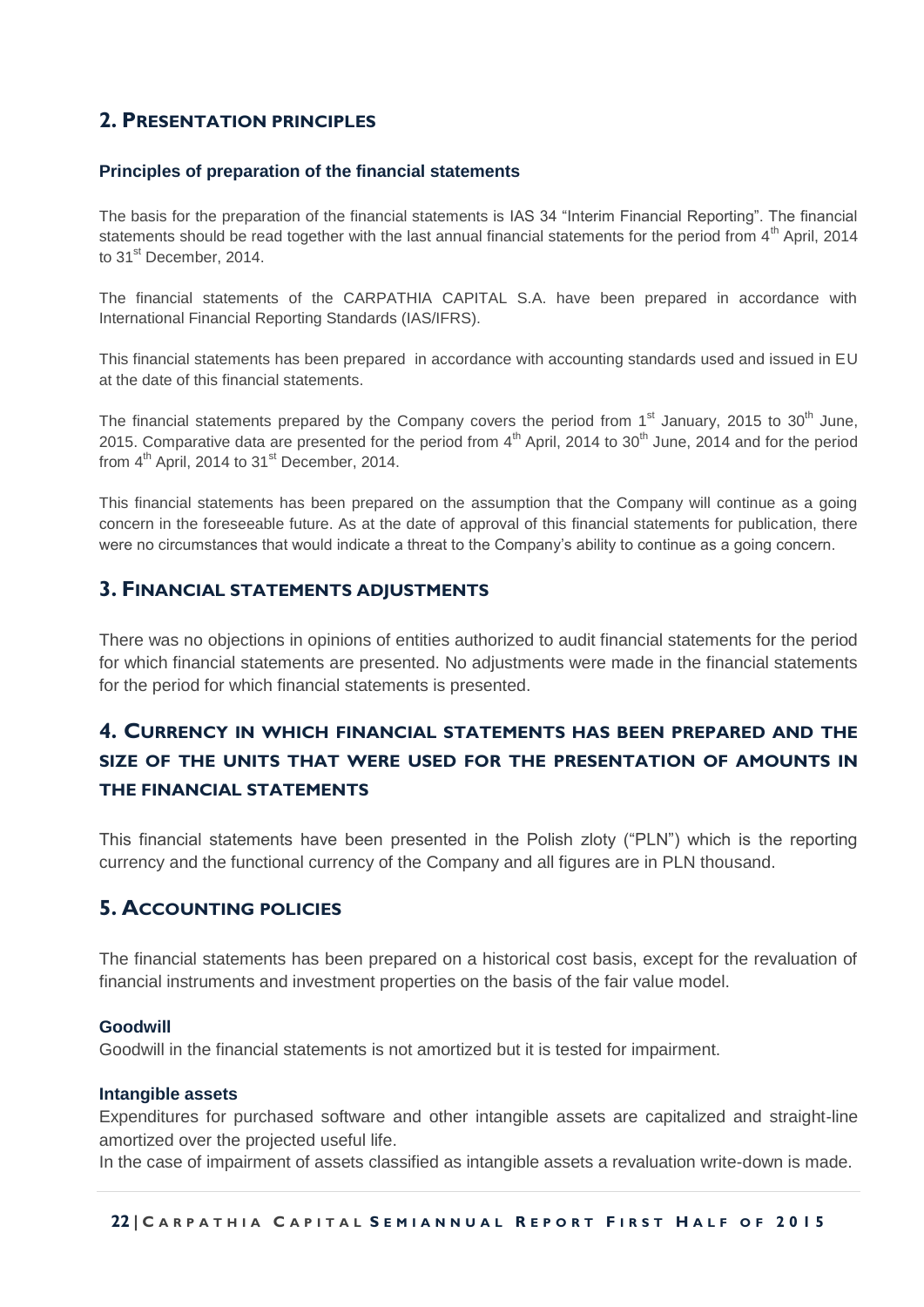## 2. Presentation principles

### Principles of preparation of the financial statements

The basis for the preparation of the financial statements is IAS 34 "Interim Financial Reporting". The financial statements should be read together with the last annual financial statements for the period from 4th April, 2014 to 31st December, 2014.

The financial statements of the CARPATHIA CAPITAL S.A. have been prepared in accordance with International Financial Reporting Standards (IAS/IFRS).

This financial statements has been prepared in accordance with accounting standards used and issued in EU at the date of this financial statements.

The financial statements prepared by the Company covers the period from 1st January, 2015 to 30th June, 2015. Comparative data are presented for the period from 4th April, 2014 to 30th June, 2014 and for the period from 4th April, 2014 to 31st December, 2014.

This financial statements has been prepared on the assumption that the Company will continue as a going concern in the foreseeable future. As at the date of approval of this financial statements for publication, there were no circumstances that would indicate a threat to the Company's ability to continue as a going concern.

## 3. Financial statements adjustments

There was no objections in opinions of entities authorized to audit financial statements for the period for which financial statements are presented. No adjustments were made in the financial statements for the period for which financial statements is presented.

## 4. Currency in which financial statements has been prepared and the size of the units that were used for the presentation of amounts in the financial statements

This financial statements have been presented in the Polish zloty ("PLN") which is the reporting currency and the functional currency of the Company and all figures are in PLN thousand.

## 5. Accounting policies

The financial statements has been prepared on a historical cost basis, except for the revaluation of financial instruments and investment properties on the basis of the fair value model.

### Goodwill

Goodwill in the financial statements is not amortized but it is tested for impairment.

### Intangible assets

Expenditures for purchased software and other intangible assets are capitalized and straight-line amortized over the projected useful life.

In the case of impairment of assets classified as intangible assets a revaluation write-down is made.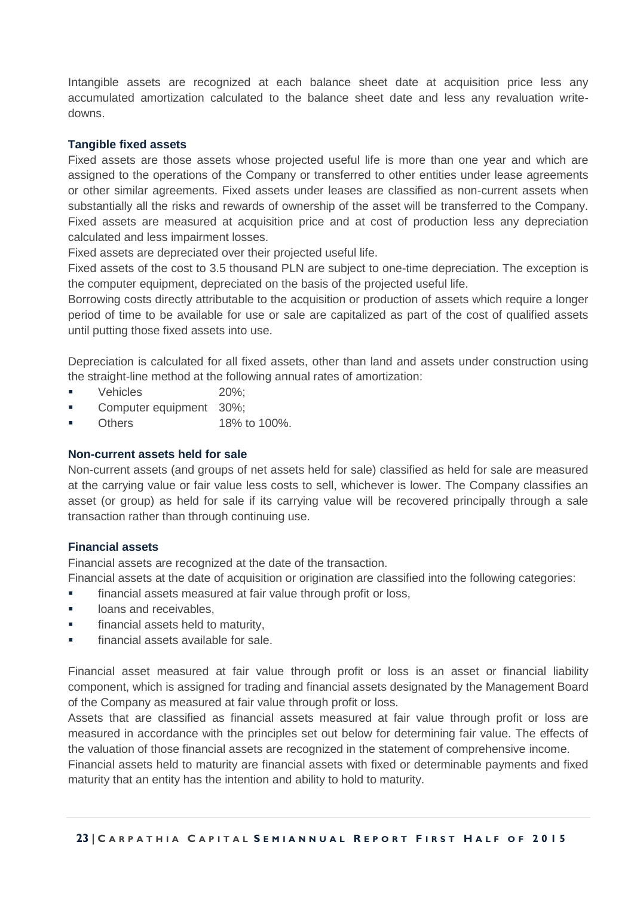Intangible assets are recognized at each balance sheet date at acquisition price less any accumulated amortization calculated to the balance sheet date and less any revaluation write-downs.

### Tangible fixed assets

Fixed assets are those assets whose projected useful life is more than one year and which are assigned to the operations of the Company or transferred to other entities under lease agreements or other similar agreements. Fixed assets under leases are classified as non-current assets when substantially all the risks and rewards of ownership of the asset will be transferred to the Company. Fixed assets are measured at acquisition price and at cost of production less any depreciation calculated and less impairment losses.

Fixed assets are depreciated over their projected useful life.

Fixed assets of the cost to 3.5 thousand PLN are subject to one-time depreciation. The exception is the computer equipment, depreciated on the basis of the projected useful life.

Borrowing costs directly attributable to the acquisition or production of assets which require a longer period of time to be available for use or sale are capitalized as part of the cost of qualified assets until putting those fixed assets into use.

Depreciation is calculated for all fixed assets, other than land and assets under construction using the straight-line method at the following annual rates of amortization:

- Vehicles 20%;
- Computer equipment 30%;
- Others 18% to 100%.

### Non-current assets held for sale

Non-current assets (and groups of net assets held for sale) classified as held for sale are measured at the carrying value or fair value less costs to sell, whichever is lower. The Company classifies an asset (or group) as held for sale if its carrying value will be recovered principally through a sale transaction rather than through continuing use.

### Financial assets

Financial assets are recognized at the date of the transaction.

Financial assets at the date of acquisition or origination are classified into the following categories:

- financial assets measured at fair value through profit or loss,
- loans and receivables,
- financial assets held to maturity,
- financial assets available for sale.

Financial asset measured at fair value through profit or loss is an asset or financial liability component, which is assigned for trading and financial assets designated by the Management Board of the Company as measured at fair value through profit or loss.

Assets that are classified as financial assets measured at fair value through profit or loss are measured in accordance with the principles set out below for determining fair value. The effects of the valuation of those financial assets are recognized in the statement of comprehensive income.

Financial assets held to maturity are financial assets with fixed or determinable payments and fixed maturity that an entity has the intention and ability to hold to maturity.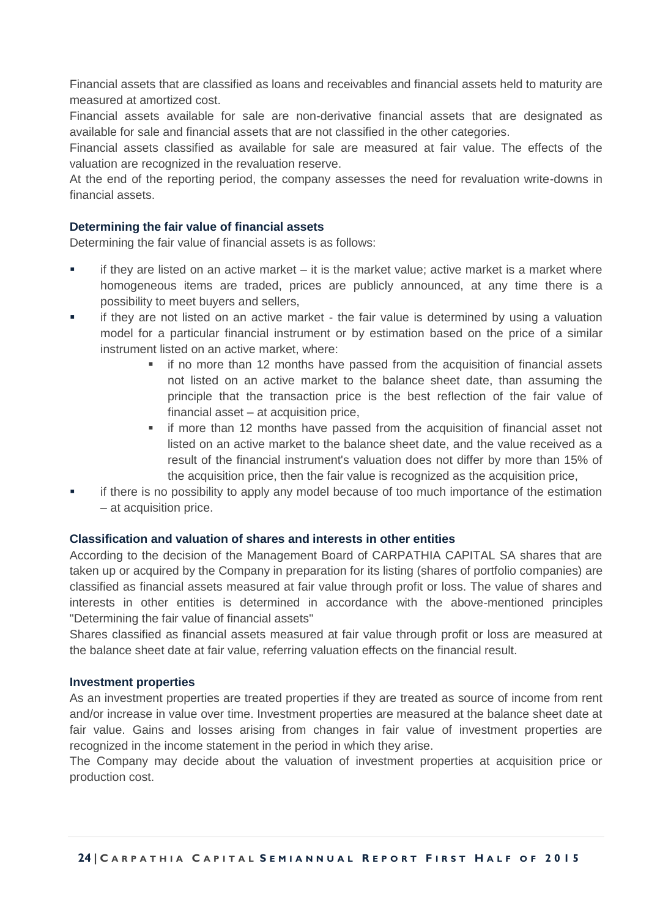Financial assets that are classified as loans and receivables and financial assets held to maturity are measured at amortized cost.

Financial assets available for sale are non-derivative financial assets that are designated as available for sale and financial assets that are not classified in the other categories.

Financial assets classified as available for sale are measured at fair value. The effects of the valuation are recognized in the revaluation reserve.

At the end of the reporting period, the company assesses the need for revaluation write-downs in financial assets.

### Determining the fair value of financial assets

Determining the fair value of financial assets is as follows:

- if they are listed on an active market – it is the market value; active market is a market where homogeneous items are traded, prices are publicly announced, at any time there is a possibility to meet buyers and sellers,
- if they are not listed on an active market - the fair value is determined by using a valuation model for a particular financial instrument or by estimation based on the price of a similar instrument listed on an active market, where:
  - if no more than 12 months have passed from the acquisition of financial assets not listed on an active market to the balance sheet date, than assuming the principle that the transaction price is the best reflection of the fair value of financial asset – at acquisition price,
  - if more than 12 months have passed from the acquisition of financial asset not listed on an active market to the balance sheet date, and the value received as a result of the financial instrument's valuation does not differ by more than 15% of the acquisition price, then the fair value is recognized as the acquisition price,
- if there is no possibility to apply any model because of too much importance of the estimation – at acquisition price.

### Classification and valuation of shares and interests in other entities

According to the decision of the Management Board of CARPATHIA CAPITAL SA shares that are taken up or acquired by the Company in preparation for its listing (shares of portfolio companies) are classified as financial assets measured at fair value through profit or loss. The value of shares and interests in other entities is determined in accordance with the above-mentioned principles "Determining the fair value of financial assets"

Shares classified as financial assets measured at fair value through profit or loss are measured at the balance sheet date at fair value, referring valuation effects on the financial result.

### Investment properties

As an investment properties are treated properties if they are treated as source of income from rent and/or increase in value over time. Investment properties are measured at the balance sheet date at fair value. Gains and losses arising from changes in fair value of investment properties are recognized in the income statement in the period in which they arise.

The Company may decide about the valuation of investment properties at acquisition price or production cost.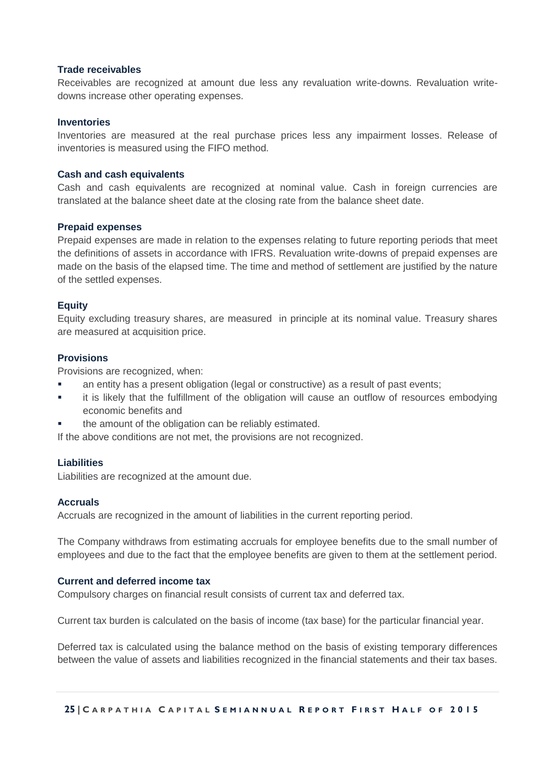### Trade receivables

Receivables are recognized at amount due less any revaluation write-downs. Revaluation write-downs increase other operating expenses.

### Inventories

Inventories are measured at the real purchase prices less any impairment losses. Release of inventories is measured using the FIFO method.

### Cash and cash equivalents

Cash and cash equivalents are recognized at nominal value. Cash in foreign currencies are translated at the balance sheet date at the closing rate from the balance sheet date.

### Prepaid expenses

Prepaid expenses are made in relation to the expenses relating to future reporting periods that meet the definitions of assets in accordance with IFRS. Revaluation write-downs of prepaid expenses are made on the basis of the elapsed time. The time and method of settlement are justified by the nature of the settled expenses.

### Equity

Equity excluding treasury shares, are measured in principle at its nominal value. Treasury shares are measured at acquisition price.

### Provisions

Provisions are recognized, when:

- an entity has a present obligation (legal or constructive) as a result of past events;
- it is likely that the fulfillment of the obligation will cause an outflow of resources embodying economic benefits and
- the amount of the obligation can be reliably estimated.

If the above conditions are not met, the provisions are not recognized.

### Liabilities

Liabilities are recognized at the amount due.

### Accruals

Accruals are recognized in the amount of liabilities in the current reporting period.

The Company withdraws from estimating accruals for employee benefits due to the small number of employees and due to the fact that the employee benefits are given to them at the settlement period.

### Current and deferred income tax

Compulsory charges on financial result consists of current tax and deferred tax.

Current tax burden is calculated on the basis of income (tax base) for the particular financial year.

Deferred tax is calculated using the balance method on the basis of existing temporary differences between the value of assets and liabilities recognized in the financial statements and their tax bases.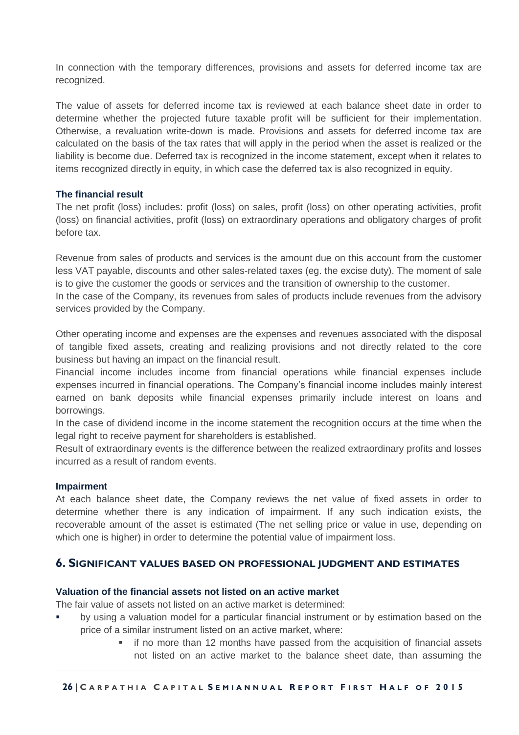In connection with the temporary differences, provisions and assets for deferred income tax are recognized.

The value of assets for deferred income tax is reviewed at each balance sheet date in order to determine whether the projected future taxable profit will be sufficient for their implementation. Otherwise, a revaluation write-down is made. Provisions and assets for deferred income tax are calculated on the basis of the tax rates that will apply in the period when the asset is realized or the liability is become due. Deferred tax is recognized in the income statement, except when it relates to items recognized directly in equity, in which case the deferred tax is also recognized in equity.

**The financial result**

The net profit (loss) includes: profit (loss) on sales, profit (loss) on other operating activities, profit (loss) on financial activities, profit (loss) on extraordinary operations and obligatory charges of profit before tax.

Revenue from sales of products and services is the amount due on this account from the customer less VAT payable, discounts and other sales-related taxes (eg. the excise duty). The moment of sale is to give the customer the goods or services and the transition of ownership to the customer.
In the case of the Company, its revenues from sales of products include revenues from the advisory services provided by the Company.

Other operating income and expenses are the expenses and revenues associated with the disposal of tangible fixed assets, creating and realizing provisions and not directly related to the core business but having an impact on the financial result.
Financial income includes income from financial operations while financial expenses include expenses incurred in financial operations. The Company's financial income includes mainly interest earned on bank deposits while financial expenses primarily include interest on loans and borrowings.
In the case of dividend income in the income statement the recognition occurs at the time when the legal right to receive payment for shareholders is established.
Result of extraordinary events is the difference between the realized extraordinary profits and losses incurred as a result of random events.

**Impairment**

At each balance sheet date, the Company reviews the net value of fixed assets in order to determine whether there is any indication of impairment. If any such indication exists, the recoverable amount of the asset is estimated (The net selling price or value in use, depending on which one is higher) in order to determine the potential value of impairment loss.

## 6. Significant values based on professional judgment and estimates

**Valuation of the financial assets not listed on an active market**

The fair value of assets not listed on an active market is determined:

- by using a valuation model for a particular financial instrument or by estimation based on the price of a similar instrument listed on an active market, where:
  - if no more than 12 months have passed from the acquisition of financial assets not listed on an active market to the balance sheet date, than assuming the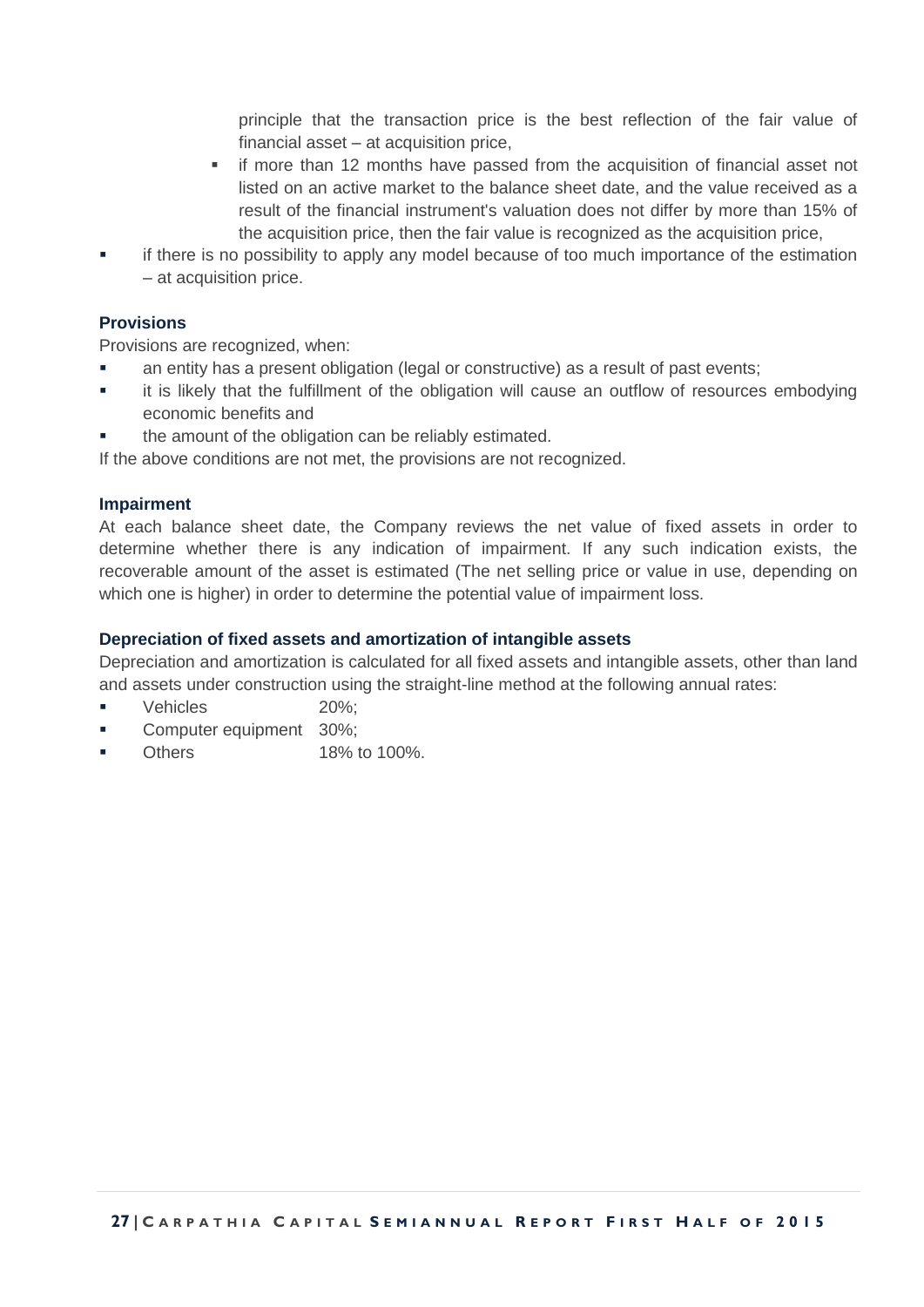principle that the transaction price is the best reflection of the fair value of financial asset – at acquisition price,

    - if more than 12 months have passed from the acquisition of financial asset not listed on an active market to the balance sheet date, and the value received as a result of the financial instrument's valuation does not differ by more than 15% of the acquisition price, then the fair value is recognized as the acquisition price,
- if there is no possibility to apply any model because of too much importance of the estimation – at acquisition price.

### Provisions

Provisions are recognized, when:

- an entity has a present obligation (legal or constructive) as a result of past events;
- it is likely that the fulfillment of the obligation will cause an outflow of resources embodying economic benefits and
- the amount of the obligation can be reliably estimated.

If the above conditions are not met, the provisions are not recognized.

### Impairment

At each balance sheet date, the Company reviews the net value of fixed assets in order to determine whether there is any indication of impairment. If any such indication exists, the recoverable amount of the asset is estimated (The net selling price or value in use, depending on which one is higher) in order to determine the potential value of impairment loss.

### Depreciation of fixed assets and amortization of intangible assets

Depreciation and amortization is calculated for all fixed assets and intangible assets, other than land and assets under construction using the straight-line method at the following annual rates:

- Vehicles 20%;
- Computer equipment 30%;
- Others 18% to 100%.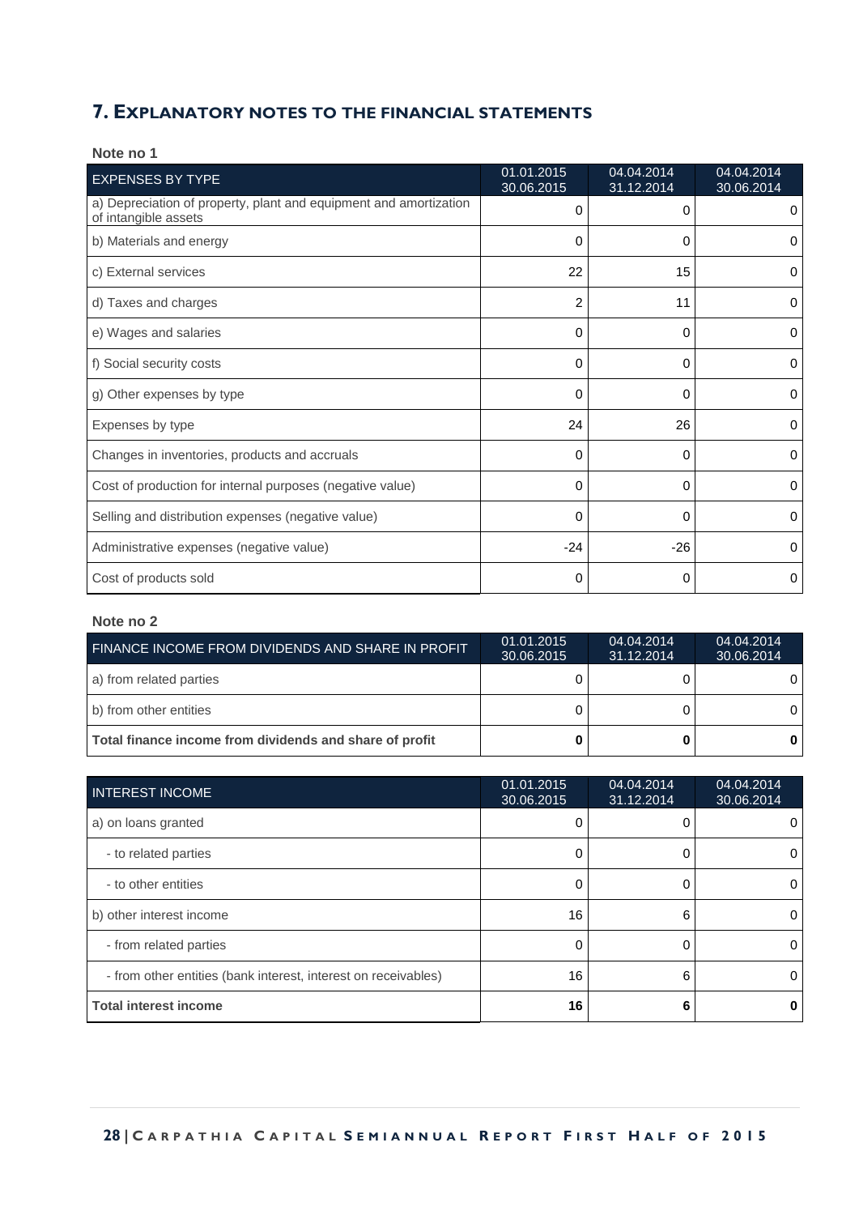## 7. EXPLANATORY NOTES TO THE FINANCIAL STATEMENTS

**Note no 1**

| EXPENSES BY TYPE | 01.01.2015 30.06.2015 | 04.04.2014 31.12.2014 | 04.04.2014 30.06.2014 |
|---|---|---|---|
| a) Depreciation of property, plant and equipment and amortization of intangible assets | 0 | 0 | 0 |
| b) Materials and energy | 0 | 0 | 0 |
| c) External services | 22 | 15 | 0 |
| d) Taxes and charges | 2 | 11 | 0 |
| e) Wages and salaries | 0 | 0 | 0 |
| f) Social security costs | 0 | 0 | 0 |
| g) Other expenses by type | 0 | 0 | 0 |
| Expenses by type | 24 | 26 | 0 |
| Changes in inventories, products and accruals | 0 | 0 | 0 |
| Cost of production for internal purposes (negative value) | 0 | 0 | 0 |
| Selling and distribution expenses (negative value) | 0 | 0 | 0 |
| Administrative expenses (negative value) | -24 | -26 | 0 |
| Cost of products sold | 0 | 0 | 0 |

**Note no 2**

| FINANCE INCOME FROM DIVIDENDS AND SHARE IN PROFIT | 01.01.2015 30.06.2015 | 04.04.2014 31.12.2014 | 04.04.2014 30.06.2014 |
|---|---|---|---|
| a) from related parties | 0 | 0 | 0 |
| b) from other entities | 0 | 0 | 0 |
| **Total finance income from dividends and share of profit** | **0** | **0** | **0** |

| INTEREST INCOME | 01.01.2015 30.06.2015 | 04.04.2014 31.12.2014 | 04.04.2014 30.06.2014 |
|---|---|---|---|
| a) on loans granted | 0 | 0 | 0 |
| - to related parties | 0 | 0 | 0 |
| - to other entities | 0 | 0 | 0 |
| b) other interest income | 16 | 6 | 0 |
| - from related parties | 0 | 0 | 0 |
| - from other entities (bank interest, interest on receivables) | 16 | 6 | 0 |
| **Total interest income** | **16** | **6** | **0** |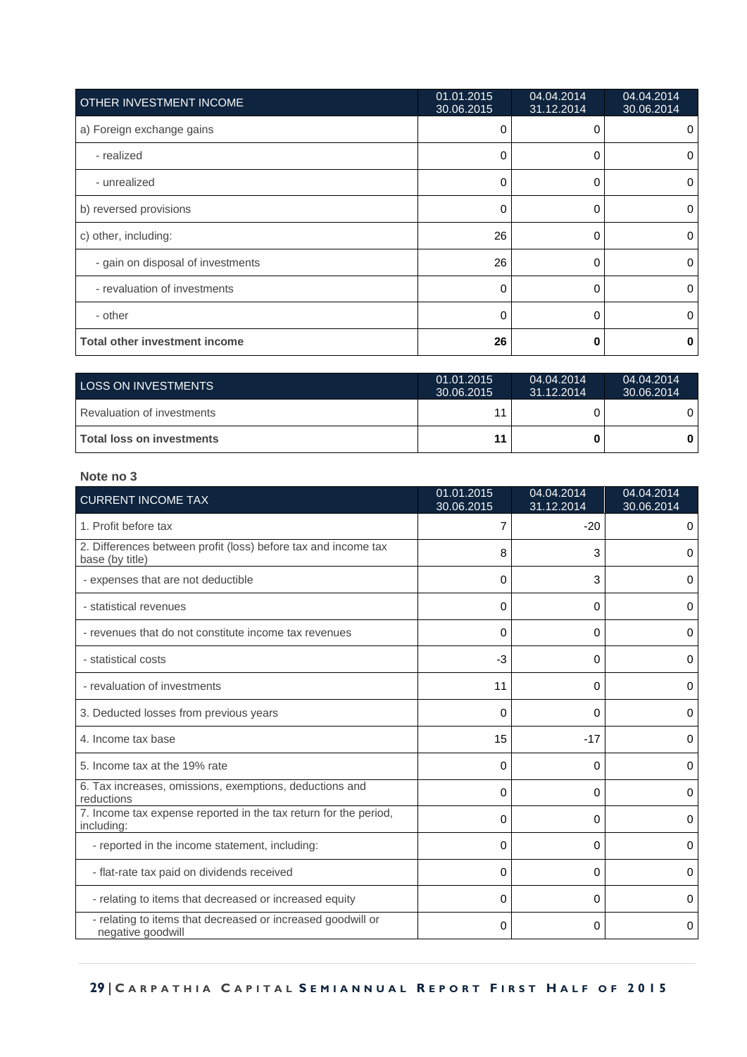| OTHER INVESTMENT INCOME | 01.01.2015 30.06.2015 | 04.04.2014 31.12.2014 | 04.04.2014 30.06.2014 |
|---|---|---|---|
| a) Foreign exchange gains | 0 | 0 | 0 |
| - realized | 0 | 0 | 0 |
| - unrealized | 0 | 0 | 0 |
| b) reversed provisions | 0 | 0 | 0 |
| c) other, including: | 26 | 0 | 0 |
| - gain on disposal of investments | 26 | 0 | 0 |
| - revaluation of investments | 0 | 0 | 0 |
| - other | 0 | 0 | 0 |
| **Total other investment income** | **26** | **0** | **0** |

| LOSS ON INVESTMENTS | 01.01.2015 30.06.2015 | 04.04.2014 31.12.2014 | 04.04.2014 30.06.2014 |
|---|---|---|---|
| Revaluation of investments | 11 | 0 | 0 |
| **Total loss on investments** | **11** | **0** | **0** |

**Note no 3**

| CURRENT INCOME TAX | 01.01.2015 30.06.2015 | 04.04.2014 31.12.2014 | 04.04.2014 30.06.2014 |
|---|---|---|---|
| 1. Profit before tax | 7 | -20 | 0 |
| 2. Differences between profit (loss) before tax and income tax base (by title) | 8 | 3 | 0 |
| - expenses that are not deductible | 0 | 3 | 0 |
| - statistical revenues | 0 | 0 | 0 |
| - revenues that do not constitute income tax revenues | 0 | 0 | 0 |
| - statistical costs | -3 | 0 | 0 |
| - revaluation of investments | 11 | 0 | 0 |
| 3. Deducted losses from previous years | 0 | 0 | 0 |
| 4. Income tax base | 15 | -17 | 0 |
| 5. Income tax at the 19% rate | 0 | 0 | 0 |
| 6. Tax increases, omissions, exemptions, deductions and reductions | 0 | 0 | 0 |
| 7. Income tax expense reported in the tax return for the period, including: | 0 | 0 | 0 |
| - reported in the income statement, including: | 0 | 0 | 0 |
| - flat-rate tax paid on dividends received | 0 | 0 | 0 |
| - relating to items that decreased or increased equity | 0 | 0 | 0 |
| - relating to items that decreased or increased goodwill or negative goodwill | 0 | 0 | 0 |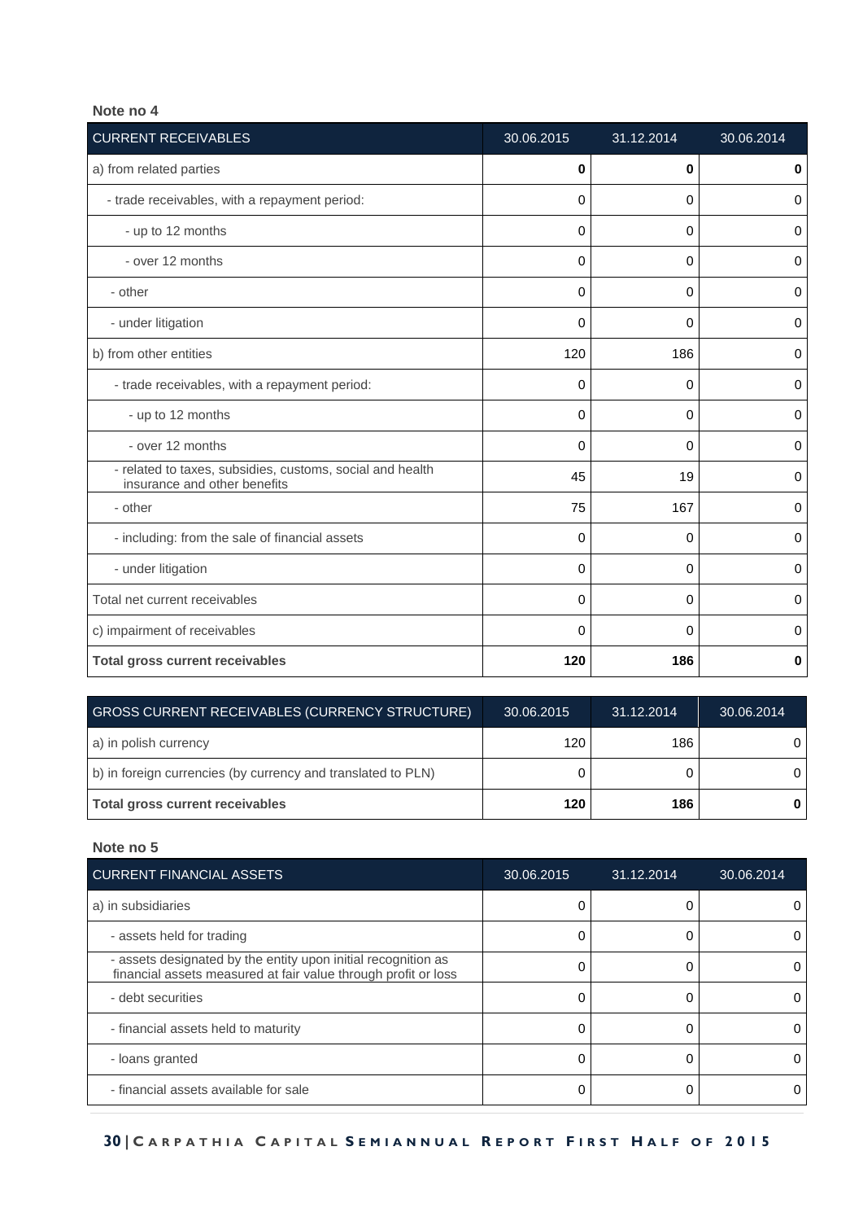**Note no 4**

| CURRENT RECEIVABLES | 30.06.2015 | 31.12.2014 | 30.06.2014 |
|---|---|---|---|
| a) from related parties | **0** | **0** | **0** |
| - trade receivables, with a repayment period: | 0 | 0 | 0 |
| - up to 12 months | 0 | 0 | 0 |
| - over 12 months | 0 | 0 | 0 |
| - other | 0 | 0 | 0 |
| - under litigation | 0 | 0 | 0 |
| b) from other entities | 120 | 186 | 0 |
| - trade receivables, with a repayment period: | 0 | 0 | 0 |
| - up to 12 months | 0 | 0 | 0 |
| - over 12 months | 0 | 0 | 0 |
| - related to taxes, subsidies, customs, social and health insurance and other benefits | 45 | 19 | 0 |
| - other | 75 | 167 | 0 |
| - including: from the sale of financial assets | 0 | 0 | 0 |
| - under litigation | 0 | 0 | 0 |
| Total net current receivables | 0 | 0 | 0 |
| c) impairment of receivables | 0 | 0 | 0 |
| **Total gross current receivables** | **120** | **186** | **0** |

| GROSS CURRENT RECEIVABLES (CURRENCY STRUCTURE) | 30.06.2015 | 31.12.2014 | 30.06.2014 |
|---|---|---|---|
| a) in polish currency | 120 | 186 | 0 |
| b) in foreign currencies (by currency and translated to PLN) | 0 | 0 | 0 |
| **Total gross current receivables** | **120** | **186** | **0** |

**Note no 5**

| CURRENT FINANCIAL ASSETS | 30.06.2015 | 31.12.2014 | 30.06.2014 |
|---|---|---|---|
| a) in subsidiaries | 0 | 0 | 0 |
| - assets held for trading | 0 | 0 | 0 |
| - assets designated by the entity upon initial recognition as financial assets measured at fair value through profit or loss | 0 | 0 | 0 |
| - debt securities | 0 | 0 | 0 |
| - financial assets held to maturity | 0 | 0 | 0 |
| - loans granted | 0 | 0 | 0 |
| - financial assets available for sale | 0 | 0 | 0 |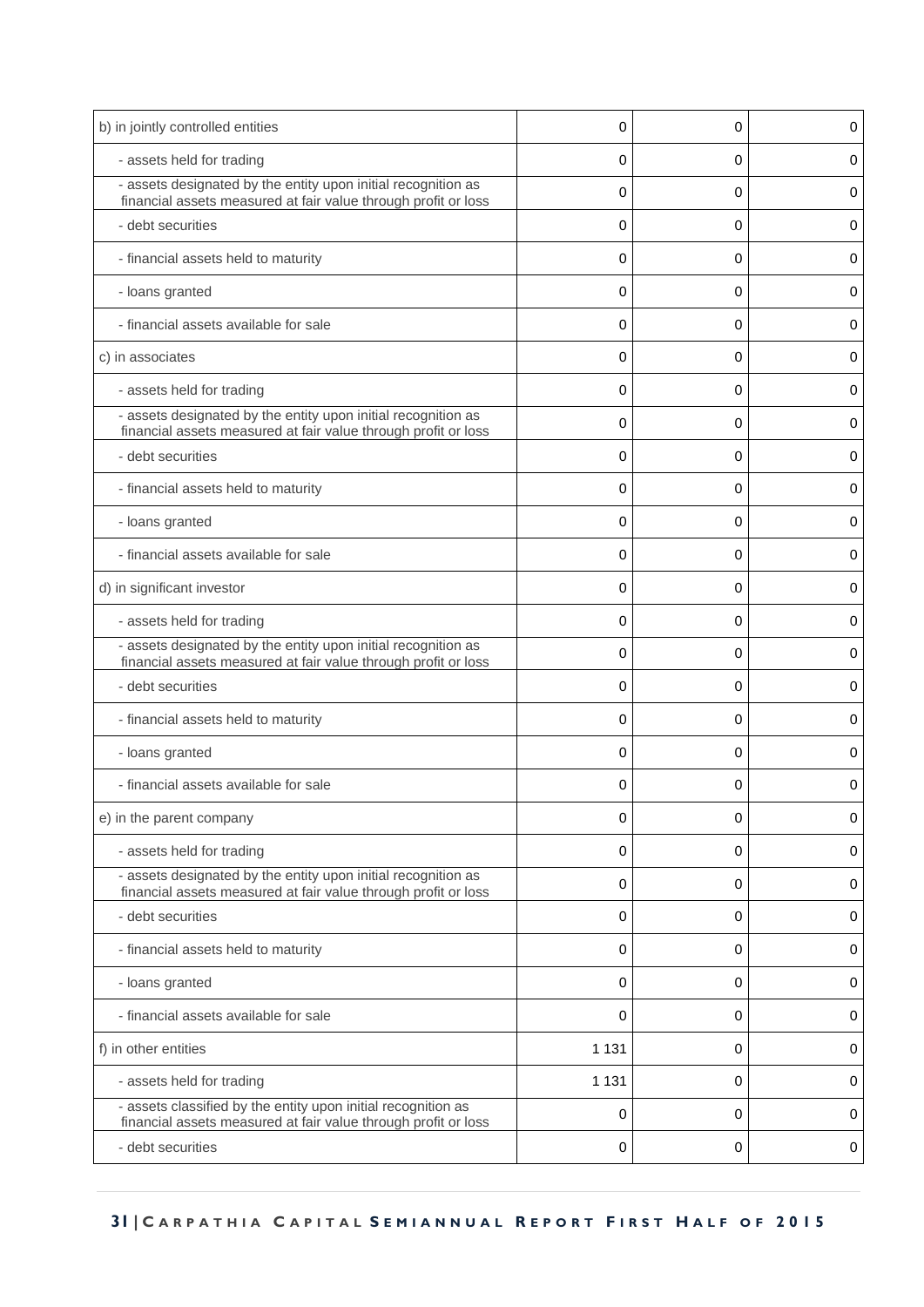| | | | |
|---|---|---|---|
| b) in jointly controlled entities | 0 | 0 | 0 |
| - assets held for trading | 0 | 0 | 0 |
| - assets designated by the entity upon initial recognition as financial assets measured at fair value through profit or loss | 0 | 0 | 0 |
| - debt securities | 0 | 0 | 0 |
| - financial assets held to maturity | 0 | 0 | 0 |
| - loans granted | 0 | 0 | 0 |
| - financial assets available for sale | 0 | 0 | 0 |
| c) in associates | 0 | 0 | 0 |
| - assets held for trading | 0 | 0 | 0 |
| - assets designated by the entity upon initial recognition as financial assets measured at fair value through profit or loss | 0 | 0 | 0 |
| - debt securities | 0 | 0 | 0 |
| - financial assets held to maturity | 0 | 0 | 0 |
| - loans granted | 0 | 0 | 0 |
| - financial assets available for sale | 0 | 0 | 0 |
| d) in significant investor | 0 | 0 | 0 |
| - assets held for trading | 0 | 0 | 0 |
| - assets designated by the entity upon initial recognition as financial assets measured at fair value through profit or loss | 0 | 0 | 0 |
| - debt securities | 0 | 0 | 0 |
| - financial assets held to maturity | 0 | 0 | 0 |
| - loans granted | 0 | 0 | 0 |
| - financial assets available for sale | 0 | 0 | 0 |
| e) in the parent company | 0 | 0 | 0 |
| - assets held for trading | 0 | 0 | 0 |
| - assets designated by the entity upon initial recognition as financial assets measured at fair value through profit or loss | 0 | 0 | 0 |
| - debt securities | 0 | 0 | 0 |
| - financial assets held to maturity | 0 | 0 | 0 |
| - loans granted | 0 | 0 | 0 |
| - financial assets available for sale | 0 | 0 | 0 |
| f) in other entities | 1 131 | 0 | 0 |
| - assets held for trading | 1 131 | 0 | 0 |
| - assets classified by the entity upon initial recognition as financial assets measured at fair value through profit or loss | 0 | 0 | 0 |
| - debt securities | 0 | 0 | 0 |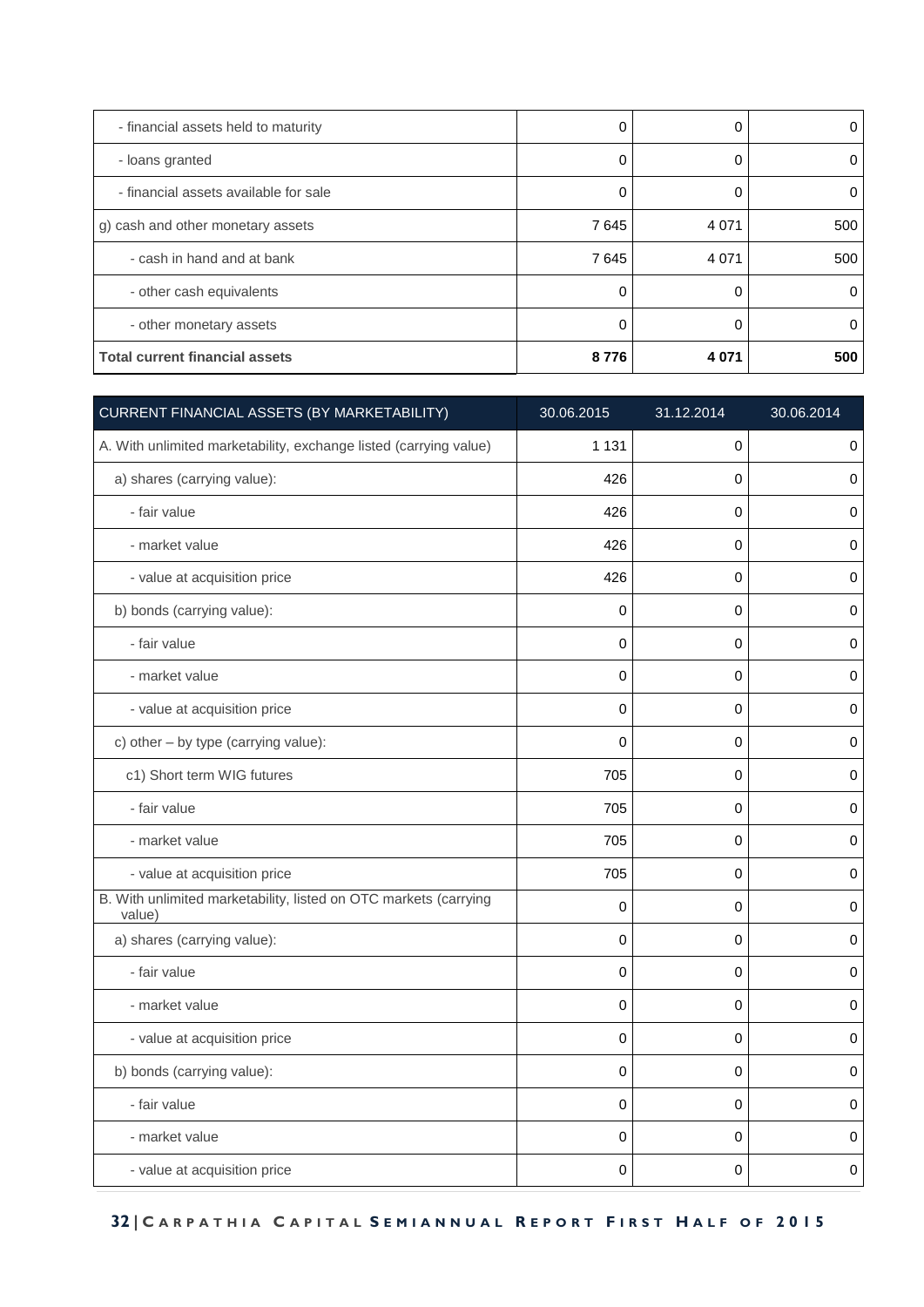| | | | |
|---|---|---|---|
| - financial assets held to maturity | 0 | 0 | 0 |
| - loans granted | 0 | 0 | 0 |
| - financial assets available for sale | 0 | 0 | 0 |
| g) cash and other monetary assets | 7 645 | 4 071 | 500 |
| - cash in hand and at bank | 7 645 | 4 071 | 500 |
| - other cash equivalents | 0 | 0 | 0 |
| - other monetary assets | 0 | 0 | 0 |
| **Total current financial assets** | **8 776** | **4 071** | **500** |

| CURRENT FINANCIAL ASSETS (BY MARKETABILITY) | 30.06.2015 | 31.12.2014 | 30.06.2014 |
|---|---|---|---|
| A. With unlimited marketability, exchange listed (carrying value) | 1 131 | 0 | 0 |
| a) shares (carrying value): | 426 | 0 | 0 |
| - fair value | 426 | 0 | 0 |
| - market value | 426 | 0 | 0 |
| - value at acquisition price | 426 | 0 | 0 |
| b) bonds (carrying value): | 0 | 0 | 0 |
| - fair value | 0 | 0 | 0 |
| - market value | 0 | 0 | 0 |
| - value at acquisition price | 0 | 0 | 0 |
| c) other – by type (carrying value): | 0 | 0 | 0 |
| c1) Short term WIG futures | 705 | 0 | 0 |
| - fair value | 705 | 0 | 0 |
| - market value | 705 | 0 | 0 |
| - value at acquisition price | 705 | 0 | 0 |
| B. With unlimited marketability, listed on OTC markets (carrying value) | 0 | 0 | 0 |
| a) shares (carrying value): | 0 | 0 | 0 |
| - fair value | 0 | 0 | 0 |
| - market value | 0 | 0 | 0 |
| - value at acquisition price | 0 | 0 | 0 |
| b) bonds (carrying value): | 0 | 0 | 0 |
| - fair value | 0 | 0 | 0 |
| - market value | 0 | 0 | 0 |
| - value at acquisition price | 0 | 0 | 0 |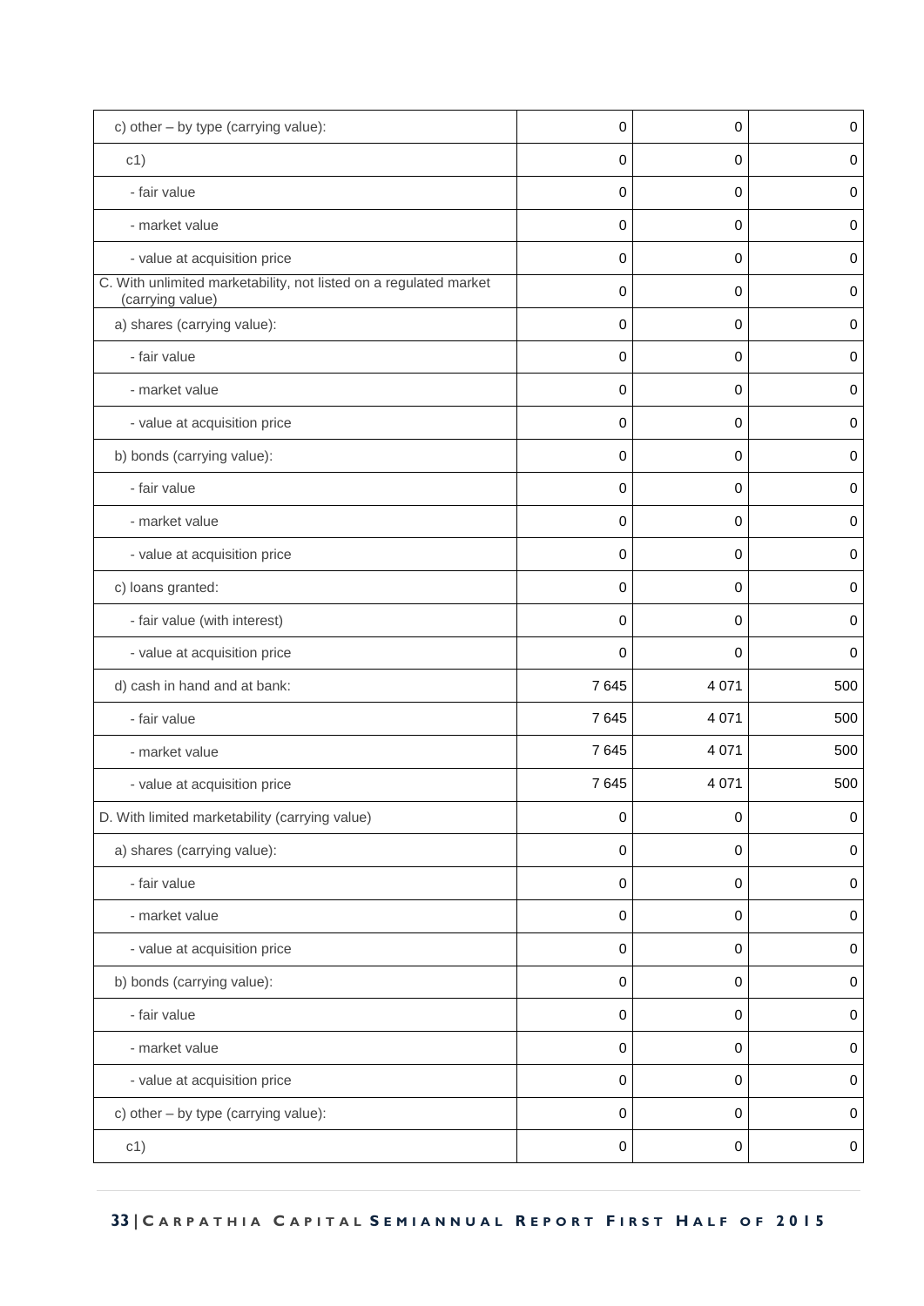| | | | |
|---|---|---|---|
| c) other – by type (carrying value): | 0 | 0 | 0 |
| c1) | 0 | 0 | 0 |
| - fair value | 0 | 0 | 0 |
| - market value | 0 | 0 | 0 |
| - value at acquisition price | 0 | 0 | 0 |
| C. With unlimited marketability, not listed on a regulated market (carrying value) | 0 | 0 | 0 |
| a) shares (carrying value): | 0 | 0 | 0 |
| - fair value | 0 | 0 | 0 |
| - market value | 0 | 0 | 0 |
| - value at acquisition price | 0 | 0 | 0 |
| b) bonds (carrying value): | 0 | 0 | 0 |
| - fair value | 0 | 0 | 0 |
| - market value | 0 | 0 | 0 |
| - value at acquisition price | 0 | 0 | 0 |
| c) loans granted: | 0 | 0 | 0 |
| - fair value (with interest) | 0 | 0 | 0 |
| - value at acquisition price | 0 | 0 | 0 |
| d) cash in hand and at bank: | 7 645 | 4 071 | 500 |
| - fair value | 7 645 | 4 071 | 500 |
| - market value | 7 645 | 4 071 | 500 |
| - value at acquisition price | 7 645 | 4 071 | 500 |
| D. With limited marketability (carrying value) | 0 | 0 | 0 |
| a) shares (carrying value): | 0 | 0 | 0 |
| - fair value | 0 | 0 | 0 |
| - market value | 0 | 0 | 0 |
| - value at acquisition price | 0 | 0 | 0 |
| b) bonds (carrying value): | 0 | 0 | 0 |
| - fair value | 0 | 0 | 0 |
| - market value | 0 | 0 | 0 |
| - value at acquisition price | 0 | 0 | 0 |
| c) other – by type (carrying value): | 0 | 0 | 0 |
| c1) | 0 | 0 | 0 |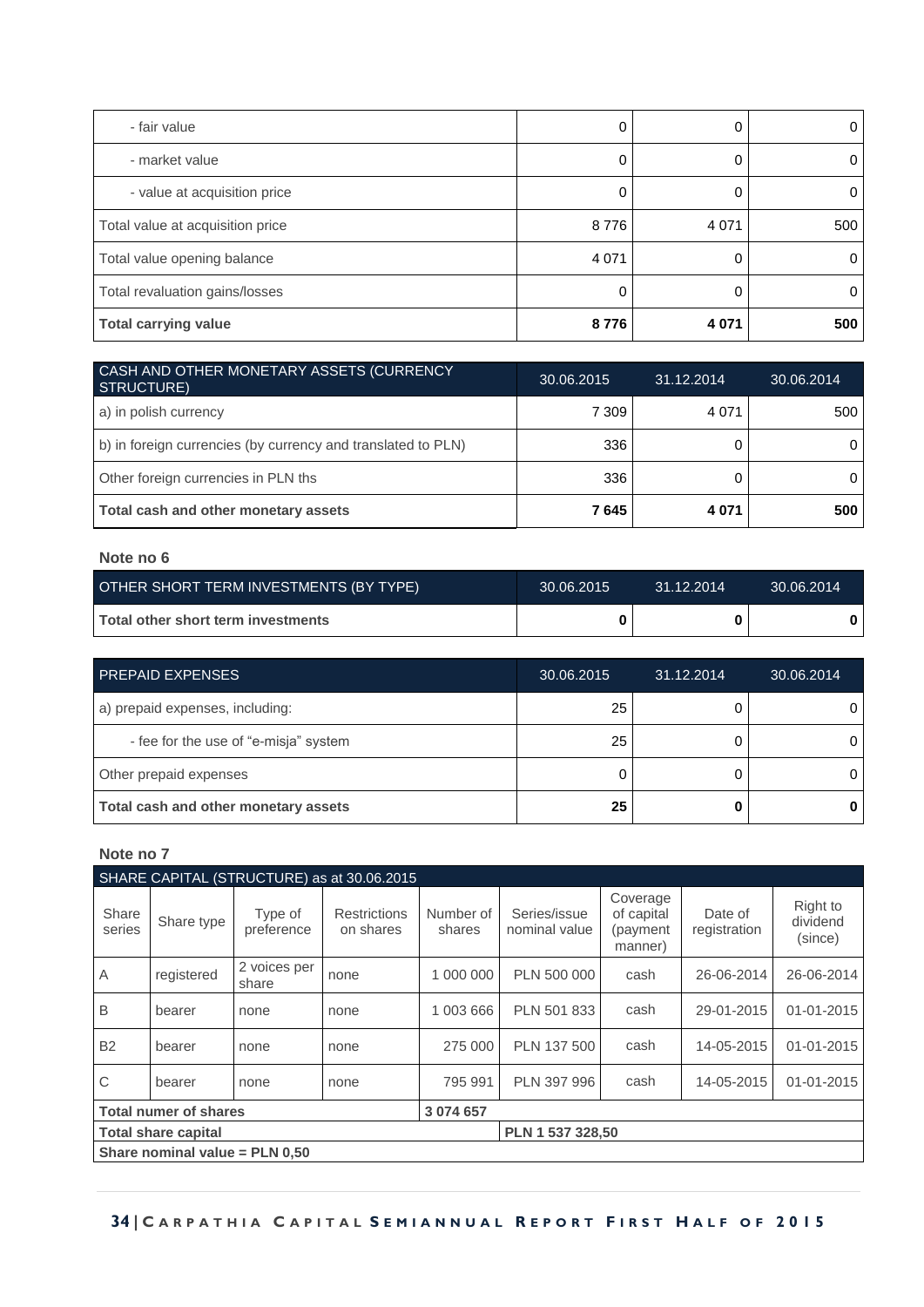| | | | |
|---|---|---|---|
| - fair value | 0 | 0 | 0 |
| - market value | 0 | 0 | 0 |
| - value at acquisition price | 0 | 0 | 0 |
| Total value at acquisition price | 8 776 | 4 071 | 500 |
| Total value opening balance | 4 071 | 0 | 0 |
| Total revaluation gains/losses | 0 | 0 | 0 |
| **Total carrying value** | **8 776** | **4 071** | **500** |

| CASH AND OTHER MONETARY ASSETS (CURRENCY STRUCTURE) | 30.06.2015 | 31.12.2014 | 30.06.2014 |
|---|---|---|---|
| a) in polish currency | 7 309 | 4 071 | 500 |
| b) in foreign currencies (by currency and translated to PLN) | 336 | 0 | 0 |
| Other foreign currencies in PLN ths | 336 | 0 | 0 |
| **Total cash and other monetary assets** | **7 645** | **4 071** | **500** |

**Note no 6**

| OTHER SHORT TERM INVESTMENTS (BY TYPE) | 30.06.2015 | 31.12.2014 | 30.06.2014 |
|---|---|---|---|
| **Total other short term investments** | **0** | **0** | **0** |

| PREPAID EXPENSES | 30.06.2015 | 31.12.2014 | 30.06.2014 |
|---|---|---|---|
| a) prepaid expenses, including: | 25 | 0 | 0 |
| - fee for the use of "e-misja" system | 25 | 0 | 0 |
| Other prepaid expenses | 0 | 0 | 0 |
| **Total cash and other monetary assets** | **25** | **0** | **0** |

**Note no 7**

| SHARE CAPITAL (STRUCTURE) as at 30.06.2015 | | | | | | | | |
|---|---|---|---|---|---|---|---|---|
| Share series | Share type | Type of preference | Restrictions on shares | Number of shares | Series/issue nominal value | Coverage of capital (payment manner) | Date of registration | Right to dividend (since) |
| A | registered | 2 voices per share | none | 1 000 000 | PLN 500 000 | cash | 26-06-2014 | 26-06-2014 |
| B | bearer | none | none | 1 003 666 | PLN 501 833 | cash | 29-01-2015 | 01-01-2015 |
| B2 | bearer | none | none | 275 000 | PLN 137 500 | cash | 14-05-2015 | 01-01-2015 |
| C | bearer | none | none | 795 991 | PLN 397 996 | cash | 14-05-2015 | 01-01-2015 |
| **Total numer of shares** | | | | **3 074 657** | | | | |
| **Total share capital** | | | | | **PLN 1 537 328,50** | | | |
| **Share nominal value = PLN 0,50** | | | | | | | | |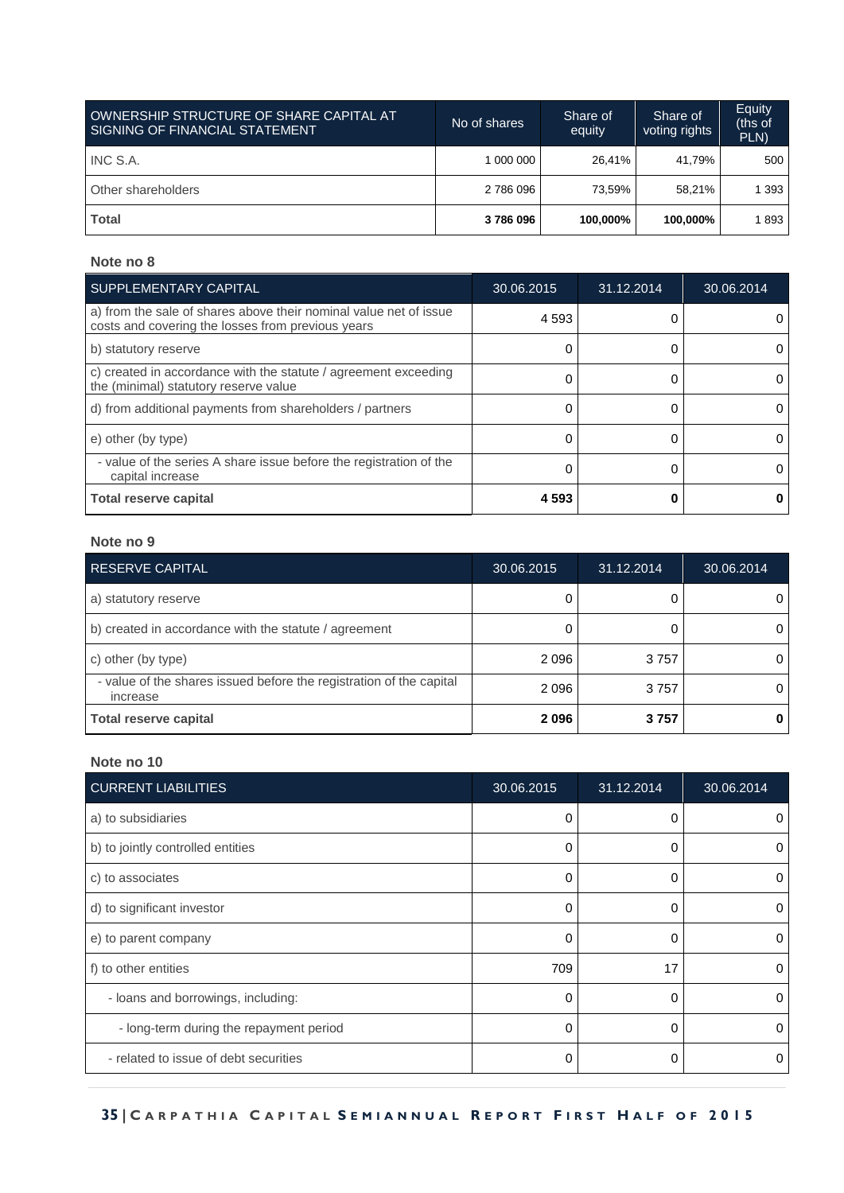| OWNERSHIP STRUCTURE OF SHARE CAPITAL AT SIGNING OF FINANCIAL STATEMENT | No of shares | Share of equity | Share of voting rights | Equity (ths of PLN) |
|---|---|---|---|---|
| INC S.A. | 1 000 000 | 26,41% | 41,79% | 500 |
| Other shareholders | 2 786 096 | 73,59% | 58,21% | 1 393 |
| **Total** | **3 786 096** | **100,000%** | **100,000%** | 1 893 |

**Note no 8**

| SUPPLEMENTARY CAPITAL | 30.06.2015 | 31.12.2014 | 30.06.2014 |
|---|---|---|---|
| a) from the sale of shares above their nominal value net of issue costs and covering the losses from previous years | 4 593 | 0 | 0 |
| b) statutory reserve | 0 | 0 | 0 |
| c) created in accordance with the statute / agreement exceeding the (minimal) statutory reserve value | 0 | 0 | 0 |
| d) from additional payments from shareholders / partners | 0 | 0 | 0 |
| e) other (by type) | 0 | 0 | 0 |
| - value of the series A share issue before the registration of the capital increase | 0 | 0 | 0 |
| **Total reserve capital** | **4 593** | **0** | **0** |

**Note no 9**

| RESERVE CAPITAL | 30.06.2015 | 31.12.2014 | 30.06.2014 |
|---|---|---|---|
| a) statutory reserve | 0 | 0 | 0 |
| b) created in accordance with the statute / agreement | 0 | 0 | 0 |
| c) other (by type) | 2 096 | 3 757 | 0 |
| - value of the shares issued before the registration of the capital increase | 2 096 | 3 757 | 0 |
| **Total reserve capital** | **2 096** | **3 757** | **0** |

**Note no 10**

| CURRENT LIABILITIES | 30.06.2015 | 31.12.2014 | 30.06.2014 |
|---|---|---|---|
| a) to subsidiaries | 0 | 0 | 0 |
| b) to jointly controlled entities | 0 | 0 | 0 |
| c) to associates | 0 | 0 | 0 |
| d) to significant investor | 0 | 0 | 0 |
| e) to parent company | 0 | 0 | 0 |
| f) to other entities | 709 | 17 | 0 |
| - loans and borrowings, including: | 0 | 0 | 0 |
| - long-term during the repayment period | 0 | 0 | 0 |
| - related to issue of debt securities | 0 | 0 | 0 |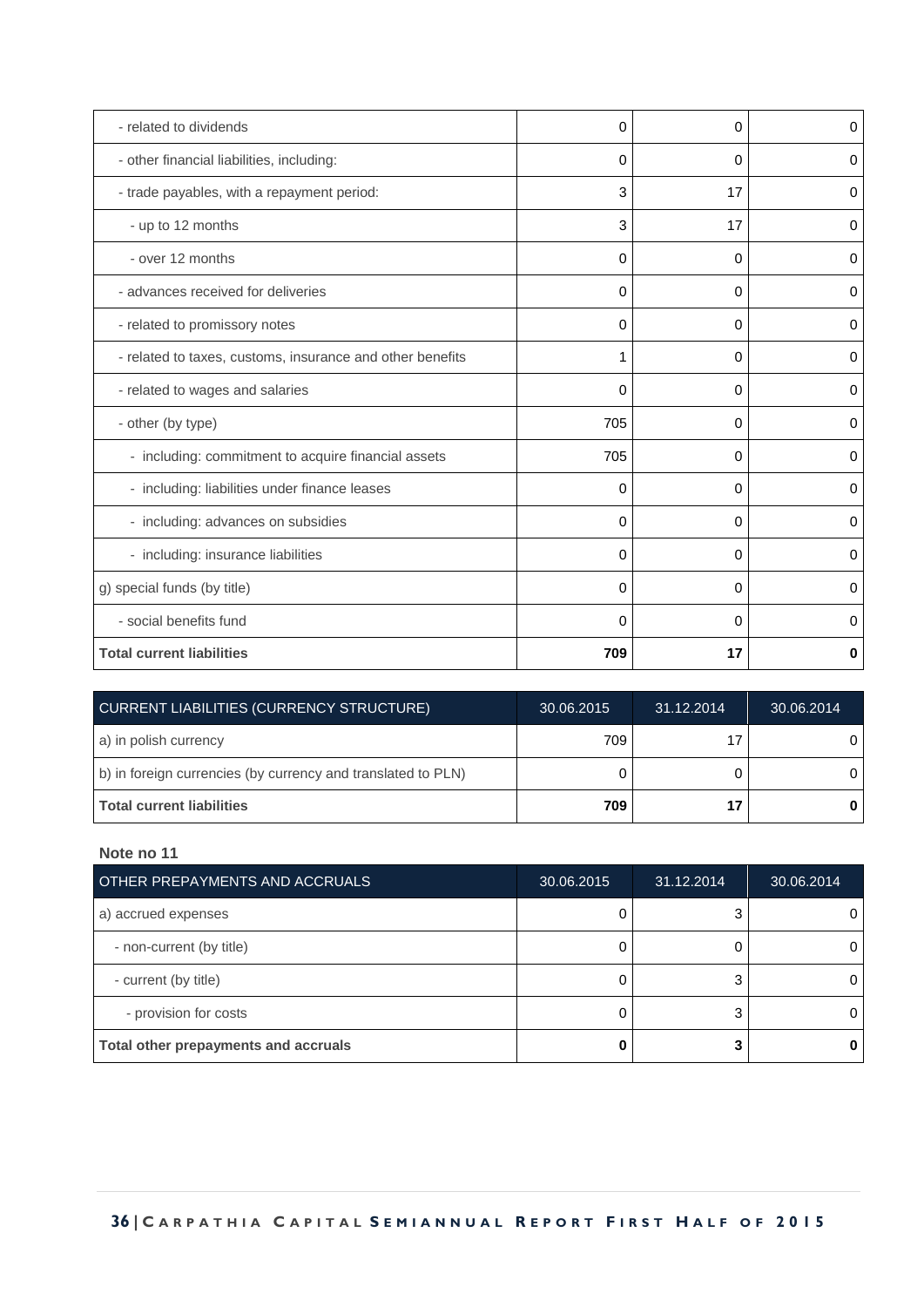| | | | |
|---|---|---|---|
| - related to dividends | 0 | 0 | 0 |
| - other financial liabilities, including: | 0 | 0 | 0 |
| - trade payables, with a repayment period: | 3 | 17 | 0 |
| - up to 12 months | 3 | 17 | 0 |
| - over 12 months | 0 | 0 | 0 |
| - advances received for deliveries | 0 | 0 | 0 |
| - related to promissory notes | 0 | 0 | 0 |
| - related to taxes, customs, insurance and other benefits | 1 | 0 | 0 |
| - related to wages and salaries | 0 | 0 | 0 |
| - other (by type) | 705 | 0 | 0 |
| - including: commitment to acquire financial assets | 705 | 0 | 0 |
| - including: liabilities under finance leases | 0 | 0 | 0 |
| - including: advances on subsidies | 0 | 0 | 0 |
| - including: insurance liabilities | 0 | 0 | 0 |
| g) special funds (by title) | 0 | 0 | 0 |
| - social benefits fund | 0 | 0 | 0 |
| **Total current liabilities** | **709** | **17** | **0** |

| CURRENT LIABILITIES (CURRENCY STRUCTURE) | 30.06.2015 | 31.12.2014 | 30.06.2014 |
|---|---|---|---|
| a) in polish currency | 709 | 17 | 0 |
| b) in foreign currencies (by currency and translated to PLN) | 0 | 0 | 0 |
| **Total current liabilities** | **709** | **17** | **0** |

**Note no 11**

| OTHER PREPAYMENTS AND ACCRUALS | 30.06.2015 | 31.12.2014 | 30.06.2014 |
|---|---|---|---|
| a) accrued expenses | 0 | 3 | 0 |
| - non-current (by title) | 0 | 0 | 0 |
| - current (by title) | 0 | 3 | 0 |
| - provision for costs | 0 | 3 | 0 |
| **Total other prepayments and accruals** | **0** | **3** | **0** |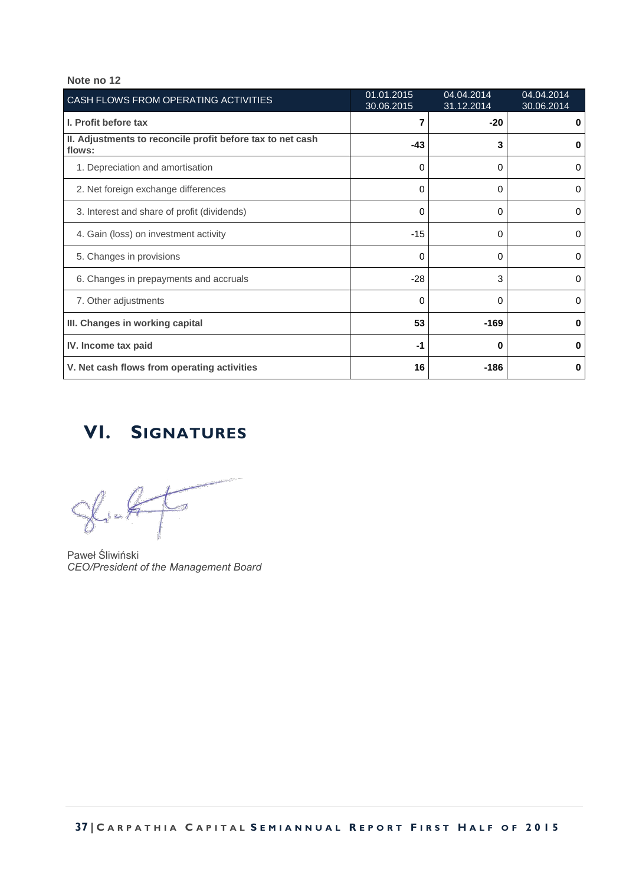**Note no 12**

| CASH FLOWS FROM OPERATING ACTIVITIES | 01.01.2015 30.06.2015 | 04.04.2014 31.12.2014 | 04.04.2014 30.06.2014 |
|---|---|---|---|
| **I. Profit before tax** | **7** | **-20** | **0** |
| **II. Adjustments to reconcile profit before tax to net cash flows:** | **-43** | **3** | **0** |
| 1. Depreciation and amortisation | 0 | 0 | 0 |
| 2. Net foreign exchange differences | 0 | 0 | 0 |
| 3. Interest and share of profit (dividends) | 0 | 0 | 0 |
| 4. Gain (loss) on investment activity | -15 | 0 | 0 |
| 5. Changes in provisions | 0 | 0 | 0 |
| 6. Changes in prepayments and accruals | -28 | 3 | 0 |
| 7. Other adjustments | 0 | 0 | 0 |
| **III. Changes in working capital** | **53** | **-169** | **0** |
| **IV. Income tax paid** | **-1** | **0** | **0** |
| **V. Net cash flows from operating activities** | **16** | **-186** | **0** |

# VI. SIGNATURES

Paweł Śliwiński
*CEO/President of the Management Board*